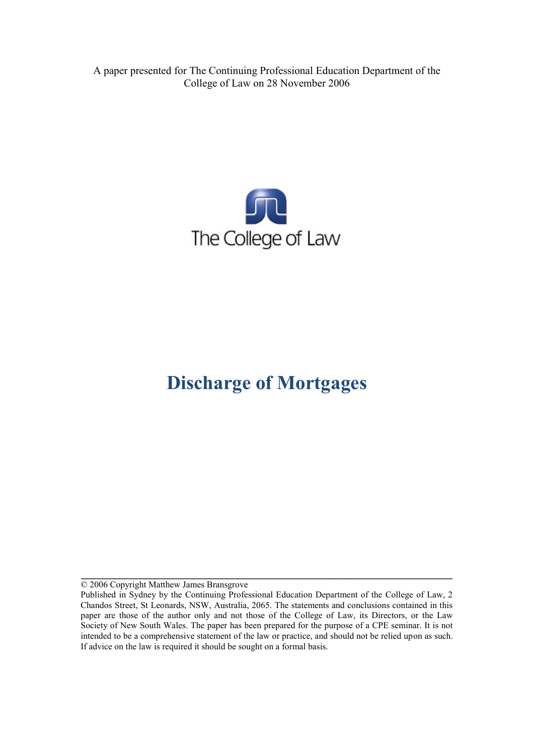A paper presented for The Continuing Professional Education Department of the College of Law on 28 November 2006

The College of Law

# Discharge of Mortgages

---

© 2006 Copyright Matthew James Bransgrove

Published in Sydney by the Continuing Professional Education Department of the College of Law, 2 Chandos Street, St Leonards, NSW, Australia, 2065. The statements and conclusions contained in this paper are those of the author only and not those of the College of Law, its Directors, or the Law Society of New South Wales. The paper has been prepared for the purpose of a CPE seminar. It is not intended to be a comprehensive statement of the law or practice, and should not be relied upon as such. If advice on the law is required it should be sought on a formal basis.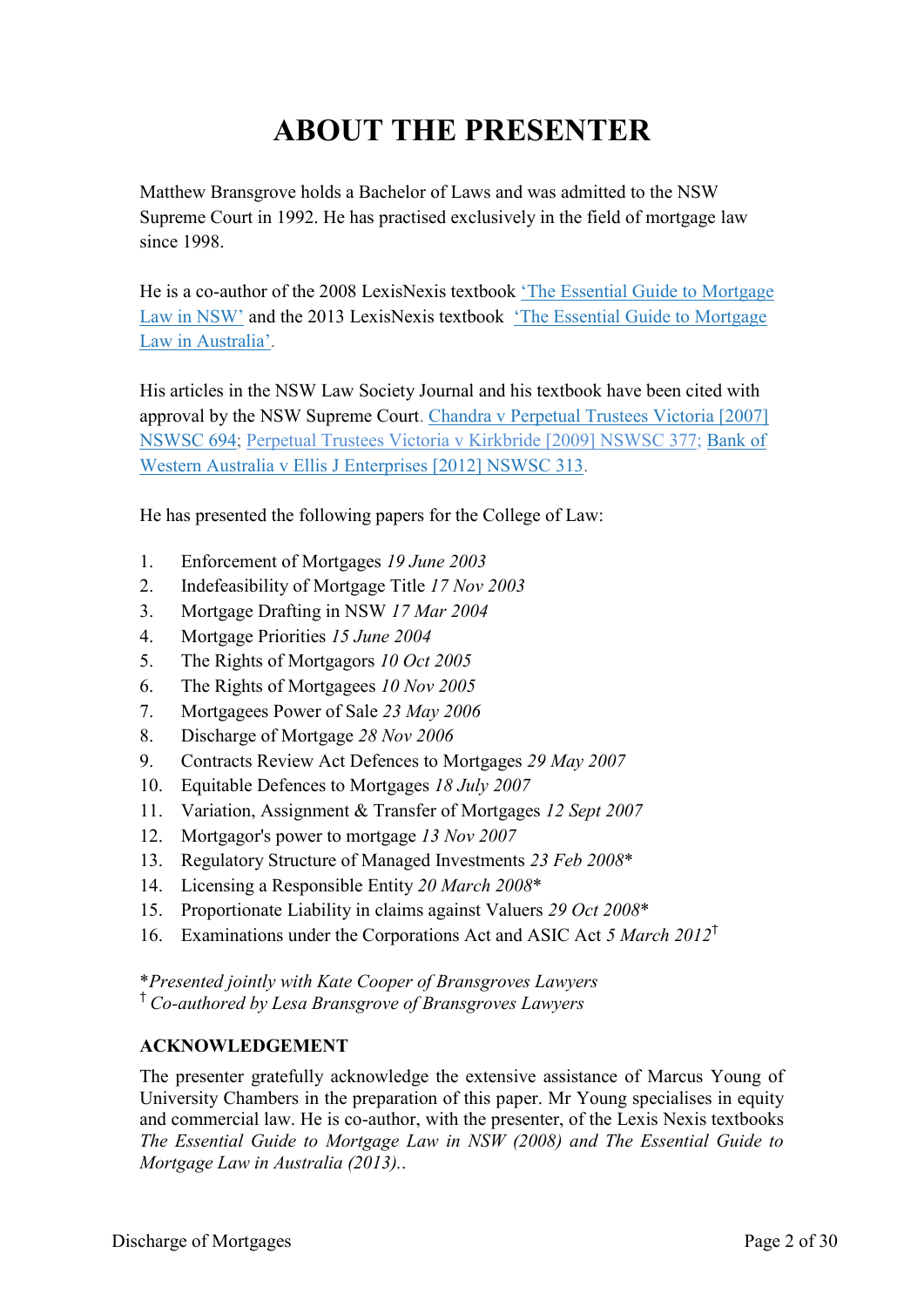# ABOUT THE PRESENTER

Matthew Bransgrove holds a Bachelor of Laws and was admitted to the NSW Supreme Court in 1992. He has practised exclusively in the field of mortgage law since 1998.

He is a co-author of the 2008 LexisNexis textbook 'The Essential Guide to Mortgage Law in NSW' and the 2013 LexisNexis textbook 'The Essential Guide to Mortgage Law in Australia'.

His articles in the NSW Law Society Journal and his textbook have been cited with approval by the NSW Supreme Court. Chandra v Perpetual Trustees Victoria [2007] NSWSC 694; Perpetual Trustees Victoria v Kirkbride [2009] NSWSC 377; Bank of Western Australia v Ellis J Enterprises [2012] NSWSC 313.

He has presented the following papers for the College of Law:

1. Enforcement of Mortgages *19 June 2003*
2. Indefeasibility of Mortgage Title *17 Nov 2003*
3. Mortgage Drafting in NSW *17 Mar 2004*
4. Mortgage Priorities *15 June 2004*
5. The Rights of Mortgagors *10 Oct 2005*
6. The Rights of Mortgagees *10 Nov 2005*
7. Mortgagees Power of Sale *23 May 2006*
8. Discharge of Mortgage *28 Nov 2006*
9. Contracts Review Act Defences to Mortgages *29 May 2007*
10. Equitable Defences to Mortgages *18 July 2007*
11. Variation, Assignment & Transfer of Mortgages *12 Sept 2007*
12. Mortgagor's power to mortgage *13 Nov 2007*
13. Regulatory Structure of Managed Investments *23 Feb 2008**
14. Licensing a Responsible Entity *20 March 2008**
15. Proportionate Liability in claims against Valuers *29 Oct 2008**
16. Examinations under the Corporations Act and ASIC Act *5 March 2012*†

**Presented jointly with Kate Cooper of Bransgroves Lawyers*
† *Co-authored by Lesa Bransgrove of Bransgroves Lawyers*

**ACKNOWLEDGEMENT**

The presenter gratefully acknowledge the extensive assistance of Marcus Young of University Chambers in the preparation of this paper. Mr Young specialises in equity and commercial law. He is co-author, with the presenter, of the Lexis Nexis textbooks *The Essential Guide to Mortgage Law in NSW (2008) and The Essential Guide to Mortgage Law in Australia (2013)..*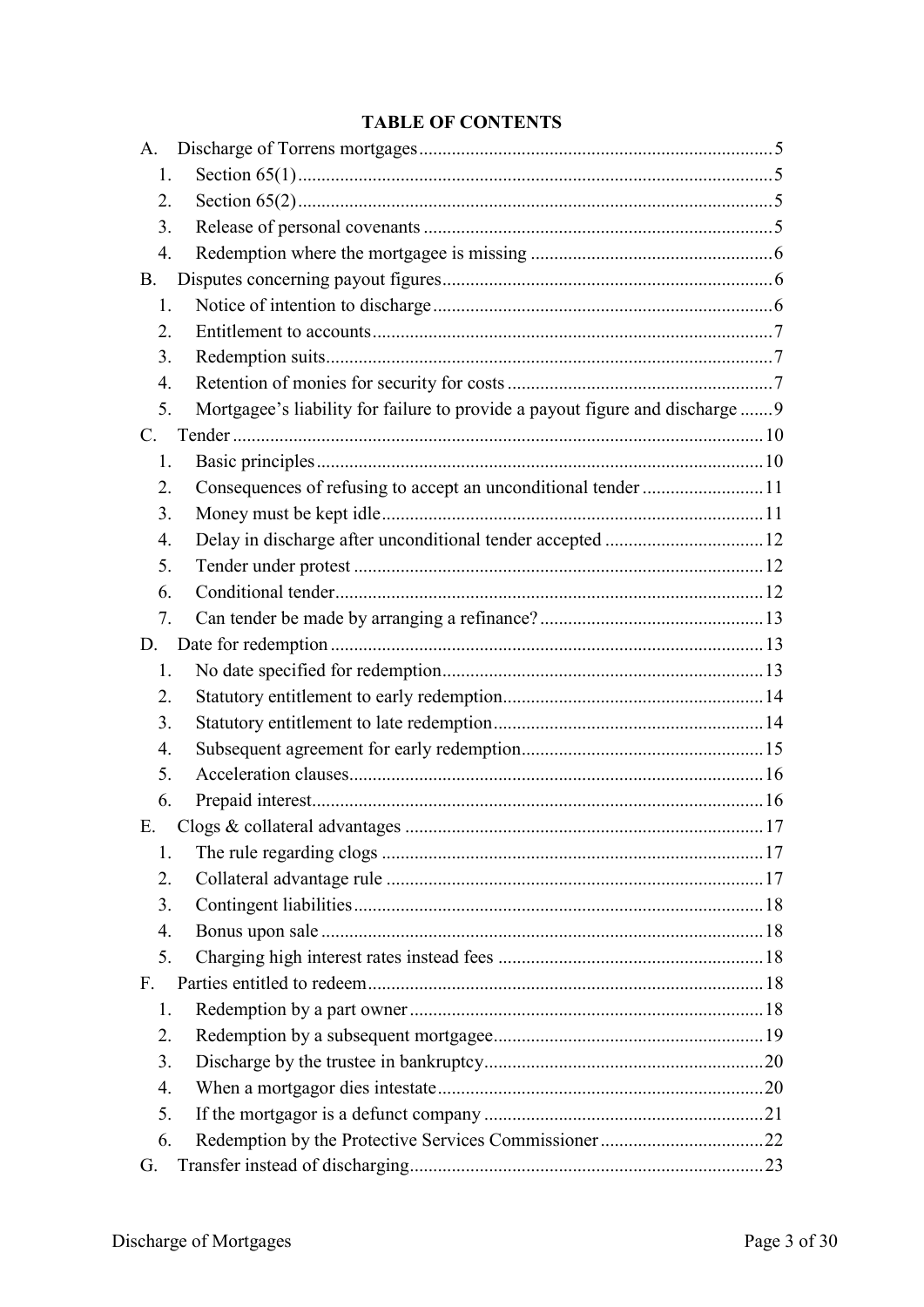## TABLE OF CONTENTS

A. Discharge of Torrens mortgages .......... 5

1. Section 65(1) .......... 5
2. Section 65(2) .......... 5
3. Release of personal covenants .......... 5
4. Redemption where the mortgagee is missing .......... 6

B. Disputes concerning payout figures .......... 6

1. Notice of intention to discharge .......... 6
2. Entitlement to accounts .......... 7
3. Redemption suits .......... 7
4. Retention of monies for security for costs .......... 7
5. Mortgagee's liability for failure to provide a payout figure and discharge .......... 9

C. Tender .......... 10

1. Basic principles .......... 10
2. Consequences of refusing to accept an unconditional tender .......... 11
3. Money must be kept idle .......... 11
4. Delay in discharge after unconditional tender accepted .......... 12
5. Tender under protest .......... 12
6. Conditional tender .......... 12
7. Can tender be made by arranging a refinance? .......... 13

D. Date for redemption .......... 13

1. No date specified for redemption .......... 13
2. Statutory entitlement to early redemption .......... 14
3. Statutory entitlement to late redemption .......... 14
4. Subsequent agreement for early redemption .......... 15
5. Acceleration clauses .......... 16
6. Prepaid interest .......... 16

E. Clogs & collateral advantages .......... 17

1. The rule regarding clogs .......... 17
2. Collateral advantage rule .......... 17
3. Contingent liabilities .......... 18
4. Bonus upon sale .......... 18
5. Charging high interest rates instead fees .......... 18

F. Parties entitled to redeem .......... 18

1. Redemption by a part owner .......... 18
2. Redemption by a subsequent mortgagee .......... 19
3. Discharge by the trustee in bankruptcy .......... 20
4. When a mortgagor dies intestate .......... 20
5. If the mortgagor is a defunct company .......... 21
6. Redemption by the Protective Services Commissioner .......... 22

G. Transfer instead of discharging .......... 23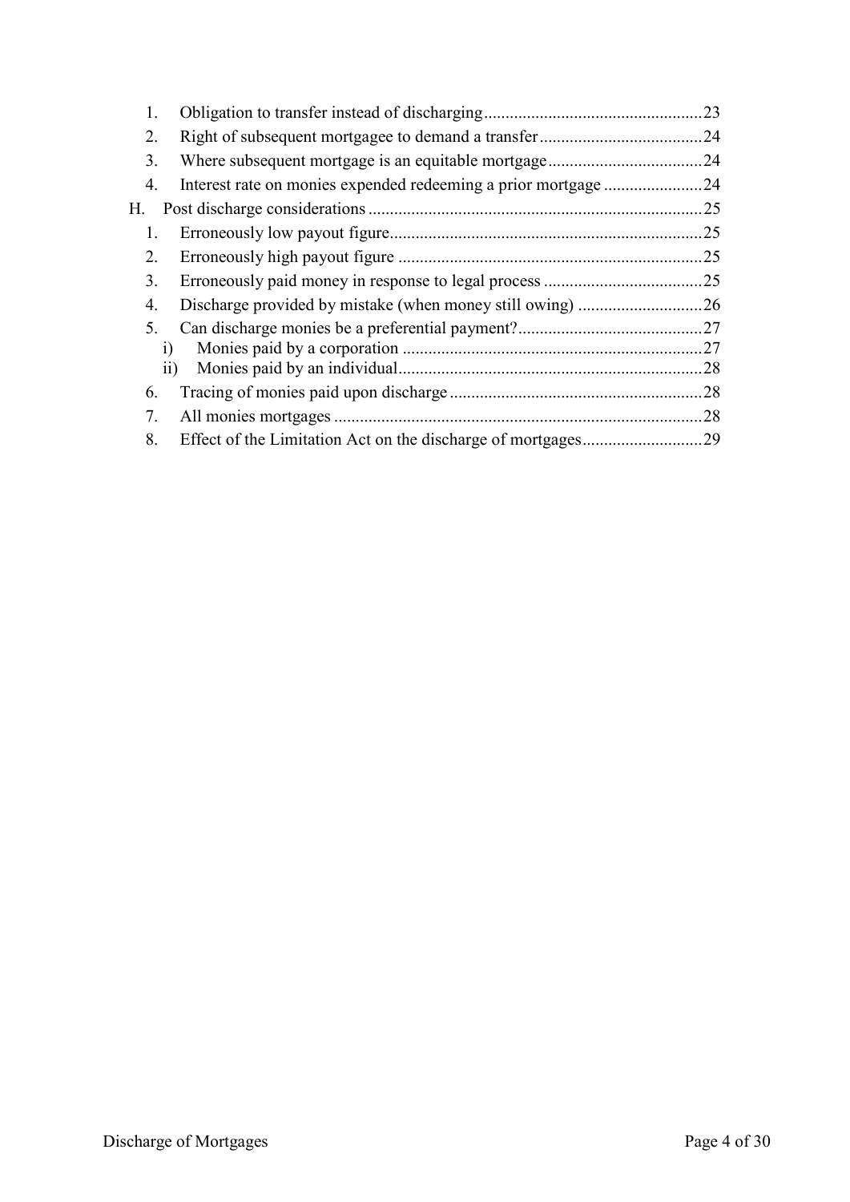1. Obligation to transfer instead of discharging .......... 23
2. Right of subsequent mortgagee to demand a transfer .......... 24
3. Where subsequent mortgage is an equitable mortgage .......... 24
4. Interest rate on monies expended redeeming a prior mortgage .......... 24

H. Post discharge considerations .......... 25

1. Erroneously low payout figure .......... 25
2. Erroneously high payout figure .......... 25
3. Erroneously paid money in response to legal process .......... 25
4. Discharge provided by mistake (when money still owing) .......... 26
5. Can discharge monies be a preferential payment? .......... 27
   - i) Monies paid by a corporation .......... 27
   - ii) Monies paid by an individual .......... 28
6. Tracing of monies paid upon discharge .......... 28
7. All monies mortgages .......... 28
8. Effect of the Limitation Act on the discharge of mortgages .......... 29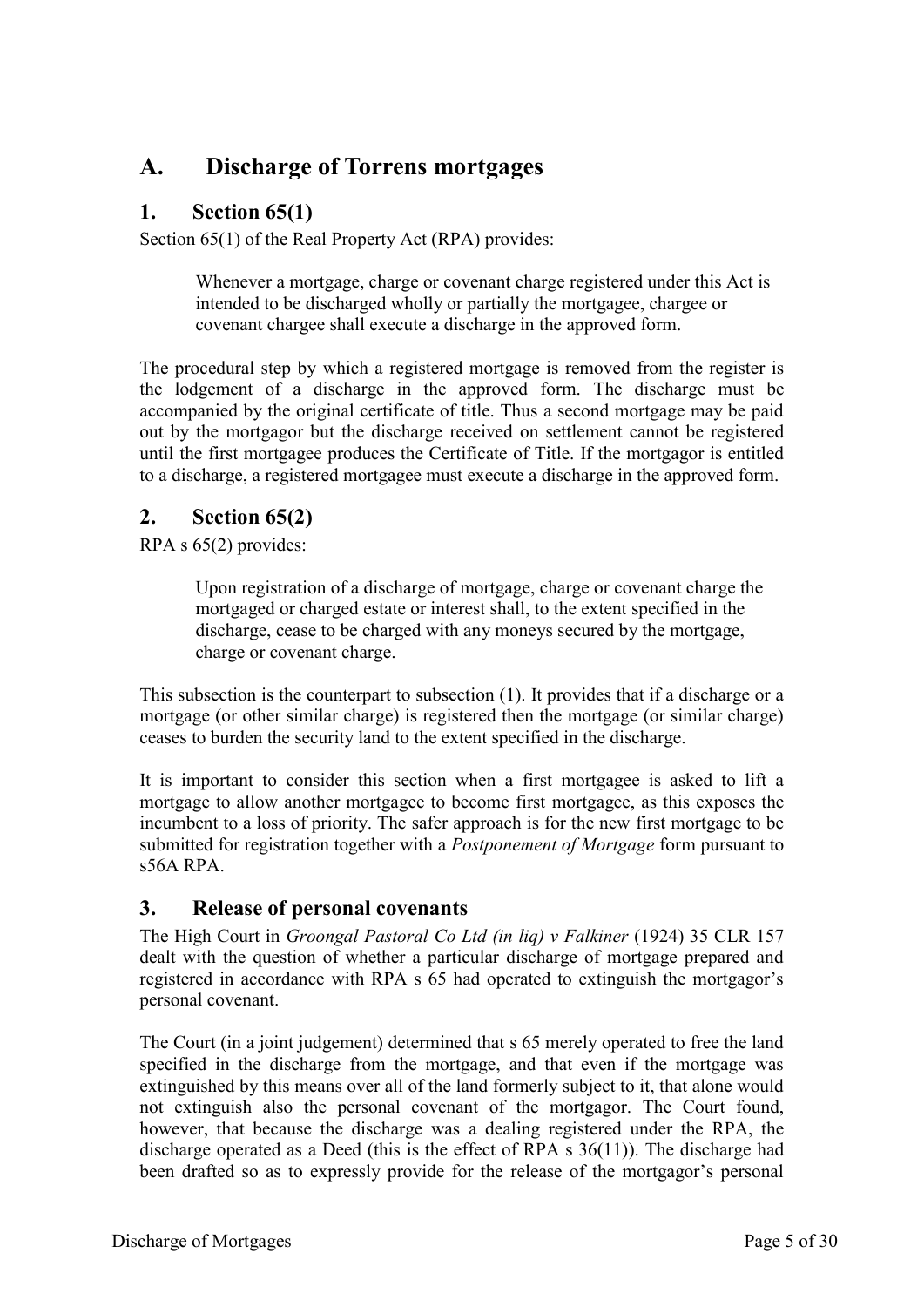## A. Discharge of Torrens mortgages

### 1. Section 65(1)

Section 65(1) of the Real Property Act (RPA) provides:

> Whenever a mortgage, charge or covenant charge registered under this Act is intended to be discharged wholly or partially the mortgagee, chargee or covenant chargee shall execute a discharge in the approved form.

The procedural step by which a registered mortgage is removed from the register is the lodgement of a discharge in the approved form. The discharge must be accompanied by the original certificate of title. Thus a second mortgage may be paid out by the mortgagor but the discharge received on settlement cannot be registered until the first mortgagee produces the Certificate of Title. If the mortgagor is entitled to a discharge, a registered mortgagee must execute a discharge in the approved form.

### 2. Section 65(2)

RPA s 65(2) provides:

> Upon registration of a discharge of mortgage, charge or covenant charge the mortgaged or charged estate or interest shall, to the extent specified in the discharge, cease to be charged with any moneys secured by the mortgage, charge or covenant charge.

This subsection is the counterpart to subsection (1). It provides that if a discharge or a mortgage (or other similar charge) is registered then the mortgage (or similar charge) ceases to burden the security land to the extent specified in the discharge.

It is important to consider this section when a first mortgagee is asked to lift a mortgage to allow another mortgagee to become first mortgagee, as this exposes the incumbent to a loss of priority. The safer approach is for the new first mortgage to be submitted for registration together with a *Postponement of Mortgage* form pursuant to s56A RPA.

### 3. Release of personal covenants

The High Court in *Groongal Pastoral Co Ltd (in liq) v Falkiner* (1924) 35 CLR 157 dealt with the question of whether a particular discharge of mortgage prepared and registered in accordance with RPA s 65 had operated to extinguish the mortgagor's personal covenant.

The Court (in a joint judgement) determined that s 65 merely operated to free the land specified in the discharge from the mortgage, and that even if the mortgage was extinguished by this means over all of the land formerly subject to it, that alone would not extinguish also the personal covenant of the mortgagor. The Court found, however, that because the discharge was a dealing registered under the RPA, the discharge operated as a Deed (this is the effect of RPA s 36(11)). The discharge had been drafted so as to expressly provide for the release of the mortgagor's personal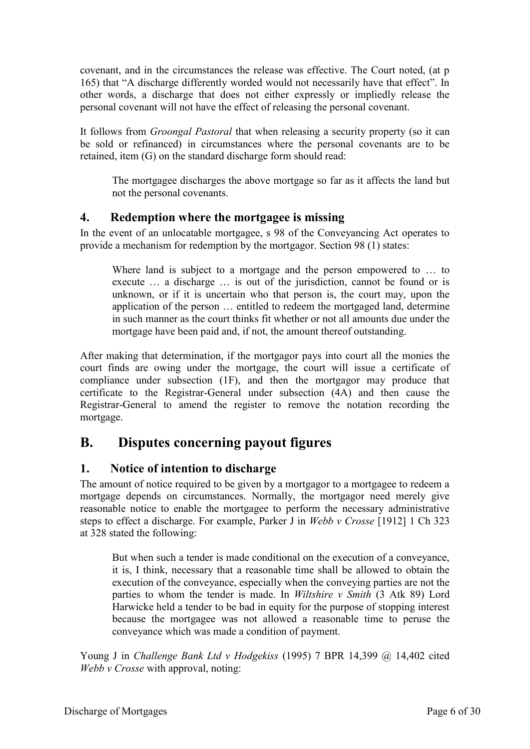covenant, and in the circumstances the release was effective. The Court noted, (at p 165) that "A discharge differently worded would not necessarily have that effect". In other words, a discharge that does not either expressly or impliedly release the personal covenant will not have the effect of releasing the personal covenant.

It follows from *Groongal Pastoral* that when releasing a security property (so it can be sold or refinanced) in circumstances where the personal covenants are to be retained, item (G) on the standard discharge form should read:

> The mortgagee discharges the above mortgage so far as it affects the land but not the personal covenants.

### 4. Redemption where the mortgagee is missing

In the event of an unlocatable mortgagee, s 98 of the Conveyancing Act operates to provide a mechanism for redemption by the mortgagor. Section 98 (1) states:

> Where land is subject to a mortgage and the person empowered to … to execute … a discharge … is out of the jurisdiction, cannot be found or is unknown, or if it is uncertain who that person is, the court may, upon the application of the person … entitled to redeem the mortgaged land, determine in such manner as the court thinks fit whether or not all amounts due under the mortgage have been paid and, if not, the amount thereof outstanding.

After making that determination, if the mortgagor pays into court all the monies the court finds are owing under the mortgage, the court will issue a certificate of compliance under subsection (1F), and then the mortgagor may produce that certificate to the Registrar-General under subsection (4A) and then cause the Registrar-General to amend the register to remove the notation recording the mortgage.

## B. Disputes concerning payout figures

### 1. Notice of intention to discharge

The amount of notice required to be given by a mortgagor to a mortgagee to redeem a mortgage depends on circumstances. Normally, the mortgagor need merely give reasonable notice to enable the mortgagee to perform the necessary administrative steps to effect a discharge. For example, Parker J in *Webb v Crosse* [1912] 1 Ch 323 at 328 stated the following:

> But when such a tender is made conditional on the execution of a conveyance, it is, I think, necessary that a reasonable time shall be allowed to obtain the execution of the conveyance, especially when the conveying parties are not the parties to whom the tender is made. In *Wiltshire v Smith* (3 Atk 89) Lord Harwicke held a tender to be bad in equity for the purpose of stopping interest because the mortgagee was not allowed a reasonable time to peruse the conveyance which was made a condition of payment.

Young J in *Challenge Bank Ltd v Hodgekiss* (1995) 7 BPR 14,399 @ 14,402 cited *Webb v Crosse* with approval, noting: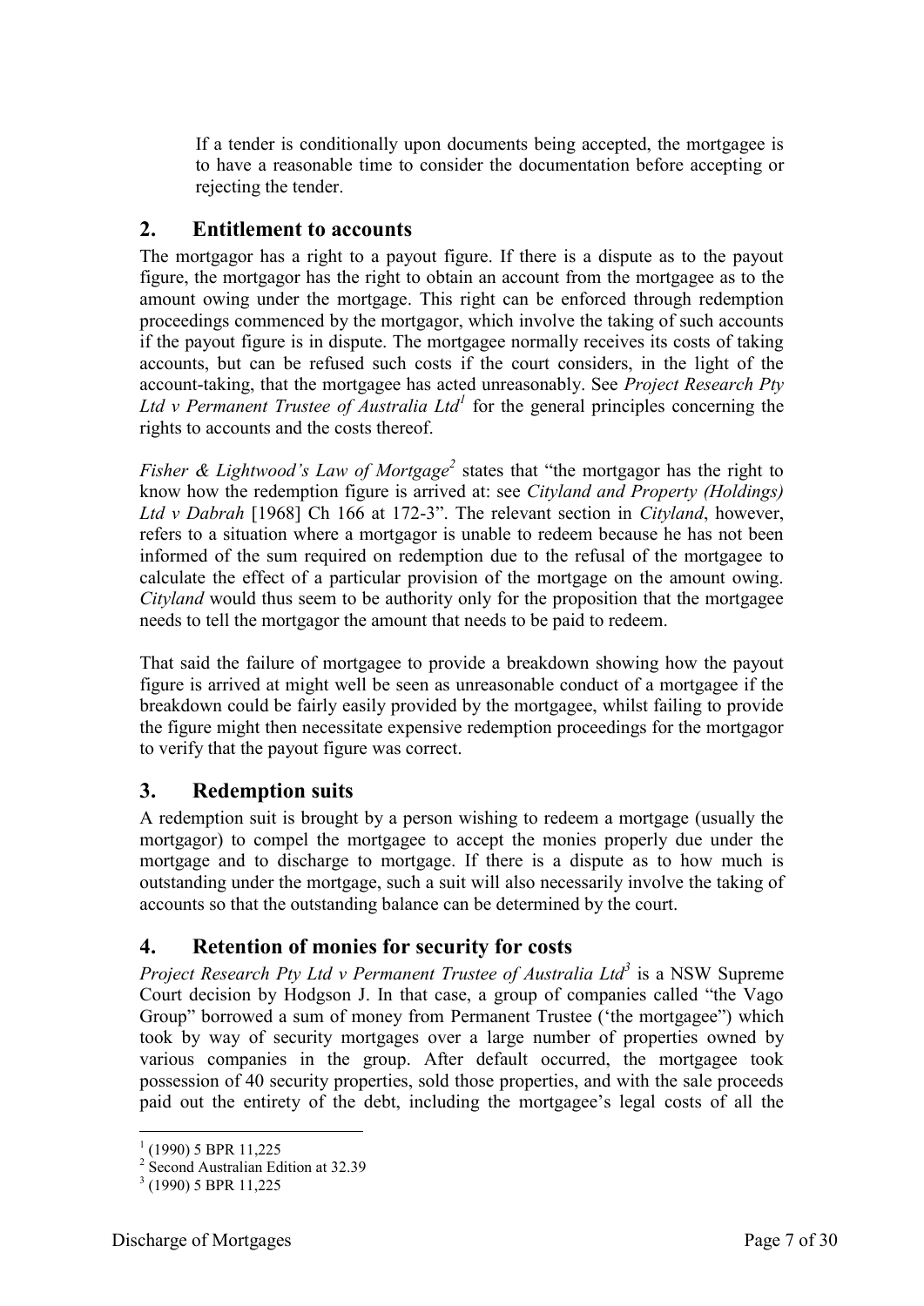> If a tender is conditionally upon documents being accepted, the mortgagee is to have a reasonable time to consider the documentation before accepting or rejecting the tender.

## 2. Entitlement to accounts

The mortgagor has a right to a payout figure. If there is a dispute as to the payout figure, the mortgagor has the right to obtain an account from the mortgagee as to the amount owing under the mortgage. This right can be enforced through redemption proceedings commenced by the mortgagor, which involve the taking of such accounts if the payout figure is in dispute. The mortgagee normally receives its costs of taking accounts, but can be refused such costs if the court considers, in the light of the account-taking, that the mortgagee has acted unreasonably. See *Project Research Pty Ltd v Permanent Trustee of Australia Ltd*[1] for the general principles concerning the rights to accounts and the costs thereof.

*Fisher & Lightwood's Law of Mortgage*[2] states that "the mortgagor has the right to know how the redemption figure is arrived at: see *Cityland and Property (Holdings) Ltd v Dabrah* [1968] Ch 166 at 172-3". The relevant section in *Cityland*, however, refers to a situation where a mortgagor is unable to redeem because he has not been informed of the sum required on redemption due to the refusal of the mortgagee to calculate the effect of a particular provision of the mortgage on the amount owing. *Cityland* would thus seem to be authority only for the proposition that the mortgagee needs to tell the mortgagor the amount that needs to be paid to redeem.

That said the failure of mortgagee to provide a breakdown showing how the payout figure is arrived at might well be seen as unreasonable conduct of a mortgagee if the breakdown could be fairly easily provided by the mortgagee, whilst failing to provide the figure might then necessitate expensive redemption proceedings for the mortgagor to verify that the payout figure was correct.

## 3. Redemption suits

A redemption suit is brought by a person wishing to redeem a mortgage (usually the mortgagor) to compel the mortgagee to accept the monies properly due under the mortgage and to discharge to mortgage. If there is a dispute as to how much is outstanding under the mortgage, such a suit will also necessarily involve the taking of accounts so that the outstanding balance can be determined by the court.

## 4. Retention of monies for security for costs

*Project Research Pty Ltd v Permanent Trustee of Australia Ltd*[3] is a NSW Supreme Court decision by Hodgson J. In that case, a group of companies called "the Vago Group" borrowed a sum of money from Permanent Trustee ('the mortgagee") which took by way of security mortgages over a large number of properties owned by various companies in the group. After default occurred, the mortgagee took possession of 40 security properties, sold those properties, and with the sale proceeds paid out the entirety of the debt, including the mortgagee's legal costs of all the

---

[1] (1990) 5 BPR 11,225

[2] Second Australian Edition at 32.39

[3] (1990) 5 BPR 11,225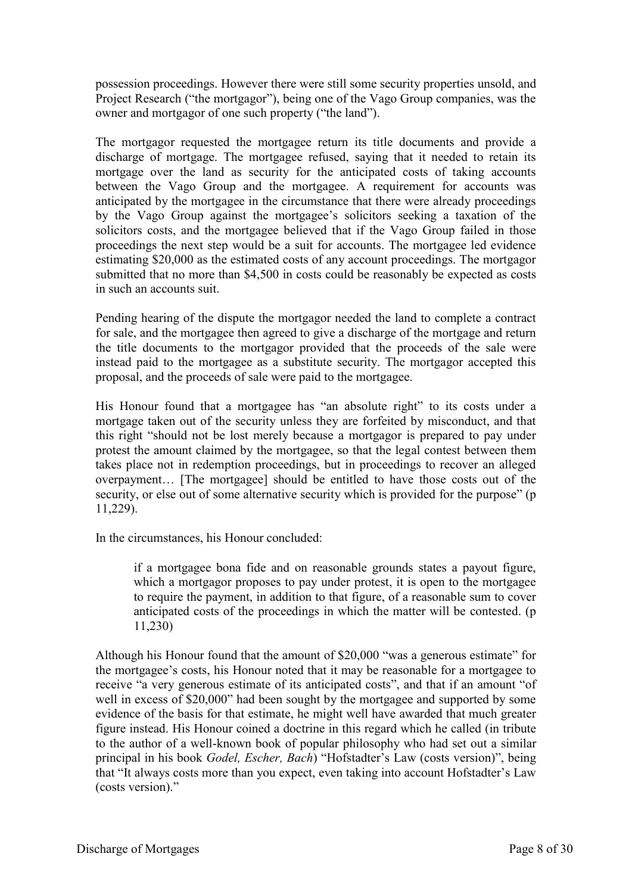possession proceedings. However there were still some security properties unsold, and Project Research ("the mortgagor"), being one of the Vago Group companies, was the owner and mortgagor of one such property ("the land").

The mortgagor requested the mortgagee return its title documents and provide a discharge of mortgage. The mortgagee refused, saying that it needed to retain its mortgage over the land as security for the anticipated costs of taking accounts between the Vago Group and the mortgagee. A requirement for accounts was anticipated by the mortgagee in the circumstance that there were already proceedings by the Vago Group against the mortgagee's solicitors seeking a taxation of the solicitors costs, and the mortgagee believed that if the Vago Group failed in those proceedings the next step would be a suit for accounts. The mortgagee led evidence estimating \$20,000 as the estimated costs of any account proceedings. The mortgagor submitted that no more than \$4,500 in costs could be reasonably be expected as costs in such an accounts suit.

Pending hearing of the dispute the mortgagor needed the land to complete a contract for sale, and the mortgagee then agreed to give a discharge of the mortgage and return the title documents to the mortgagor provided that the proceeds of the sale were instead paid to the mortgagee as a substitute security. The mortgagor accepted this proposal, and the proceeds of sale were paid to the mortgagee.

His Honour found that a mortgagee has "an absolute right" to its costs under a mortgage taken out of the security unless they are forfeited by misconduct, and that this right "should not be lost merely because a mortgagor is prepared to pay under protest the amount claimed by the mortgagee, so that the legal contest between them takes place not in redemption proceedings, but in proceedings to recover an alleged overpayment… [The mortgagee] should be entitled to have those costs out of the security, or else out of some alternative security which is provided for the purpose" (p 11,229).

In the circumstances, his Honour concluded:

> if a mortgagee bona fide and on reasonable grounds states a payout figure, which a mortgagor proposes to pay under protest, it is open to the mortgagee to require the payment, in addition to that figure, of a reasonable sum to cover anticipated costs of the proceedings in which the matter will be contested. (p 11,230)

Although his Honour found that the amount of \$20,000 "was a generous estimate" for the mortgagee's costs, his Honour noted that it may be reasonable for a mortgagee to receive "a very generous estimate of its anticipated costs", and that if an amount "of well in excess of \$20,000" had been sought by the mortgagee and supported by some evidence of the basis for that estimate, he might well have awarded that much greater figure instead. His Honour coined a doctrine in this regard which he called (in tribute to the author of a well-known book of popular philosophy who had set out a similar principal in his book *Godel, Escher, Bach*) "Hofstadter's Law (costs version)", being that "It always costs more than you expect, even taking into account Hofstadter's Law (costs version)."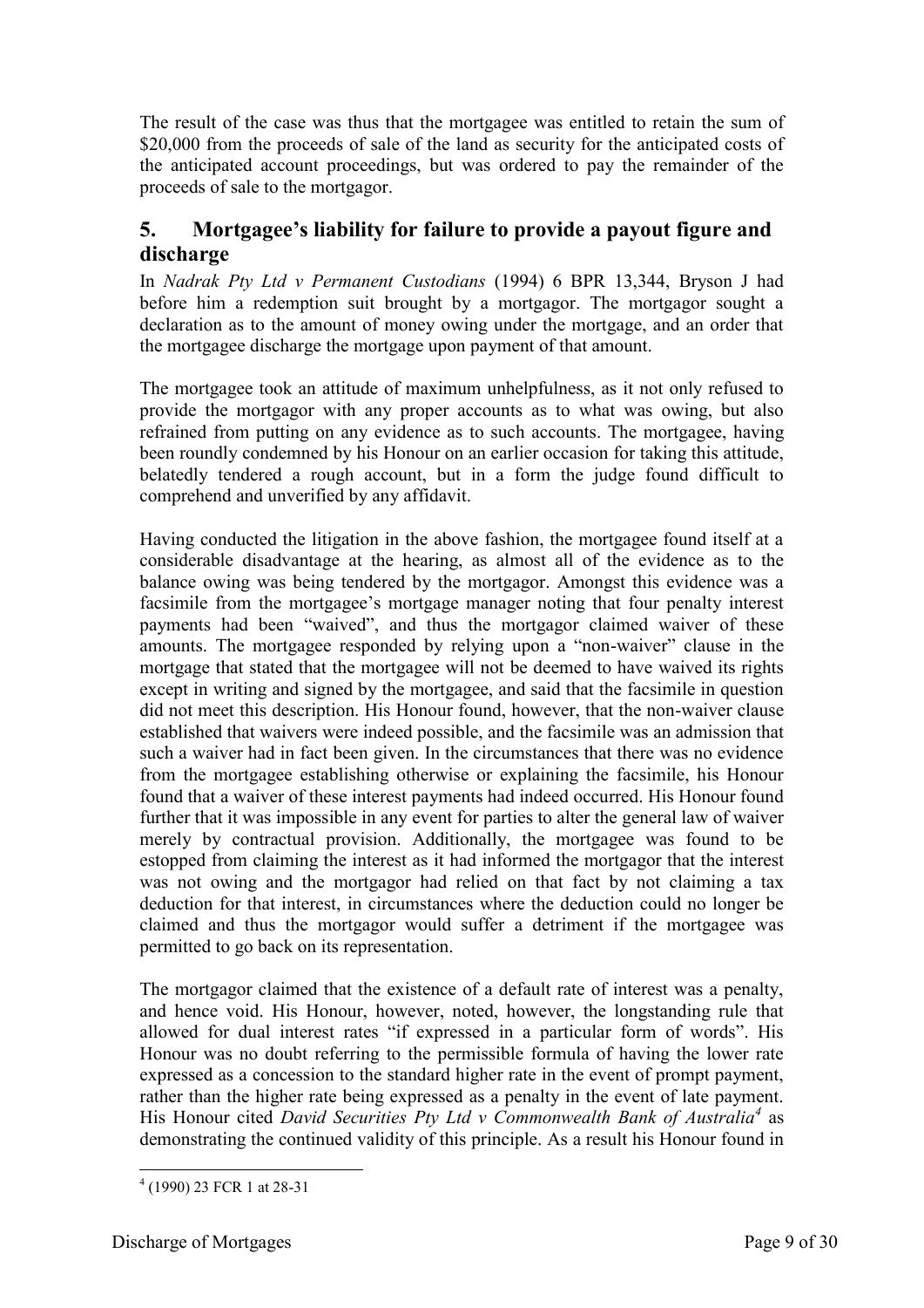The result of the case was thus that the mortgagee was entitled to retain the sum of $20,000 from the proceeds of sale of the land as security for the anticipated costs of the anticipated account proceedings, but was ordered to pay the remainder of the proceeds of sale to the mortgagor.

## 5. Mortgagee's liability for failure to provide a payout figure and discharge

In *Nadrak Pty Ltd v Permanent Custodians* (1994) 6 BPR 13,344, Bryson J had before him a redemption suit brought by a mortgagor. The mortgagor sought a declaration as to the amount of money owing under the mortgage, and an order that the mortgagee discharge the mortgage upon payment of that amount.

The mortgagee took an attitude of maximum unhelpfulness, as it not only refused to provide the mortgagor with any proper accounts as to what was owing, but also refrained from putting on any evidence as to such accounts. The mortgagee, having been roundly condemned by his Honour on an earlier occasion for taking this attitude, belatedly tendered a rough account, but in a form the judge found difficult to comprehend and unverified by any affidavit.

Having conducted the litigation in the above fashion, the mortgagee found itself at a considerable disadvantage at the hearing, as almost all of the evidence as to the balance owing was being tendered by the mortgagor. Amongst this evidence was a facsimile from the mortgagee's mortgage manager noting that four penalty interest payments had been "waived", and thus the mortgagor claimed waiver of these amounts. The mortgagee responded by relying upon a "non-waiver" clause in the mortgage that stated that the mortgagee will not be deemed to have waived its rights except in writing and signed by the mortgagee, and said that the facsimile in question did not meet this description. His Honour found, however, that the non-waiver clause established that waivers were indeed possible, and the facsimile was an admission that such a waiver had in fact been given. In the circumstances that there was no evidence from the mortgagee establishing otherwise or explaining the facsimile, his Honour found that a waiver of these interest payments had indeed occurred. His Honour found further that it was impossible in any event for parties to alter the general law of waiver merely by contractual provision. Additionally, the mortgagee was found to be estopped from claiming the interest as it had informed the mortgagor that the interest was not owing and the mortgagor had relied on that fact by not claiming a tax deduction for that interest, in circumstances where the deduction could no longer be claimed and thus the mortgagor would suffer a detriment if the mortgagee was permitted to go back on its representation.

The mortgagor claimed that the existence of a default rate of interest was a penalty, and hence void. His Honour, however, noted, however, the longstanding rule that allowed for dual interest rates "if expressed in a particular form of words". His Honour was no doubt referring to the permissible formula of having the lower rate expressed as a concession to the standard higher rate in the event of prompt payment, rather than the higher rate being expressed as a penalty in the event of late payment. His Honour cited *David Securities Pty Ltd v Commonwealth Bank of Australia*[4] as demonstrating the continued validity of this principle. As a result his Honour found in

[4] (1990) 23 FCR 1 at 28-31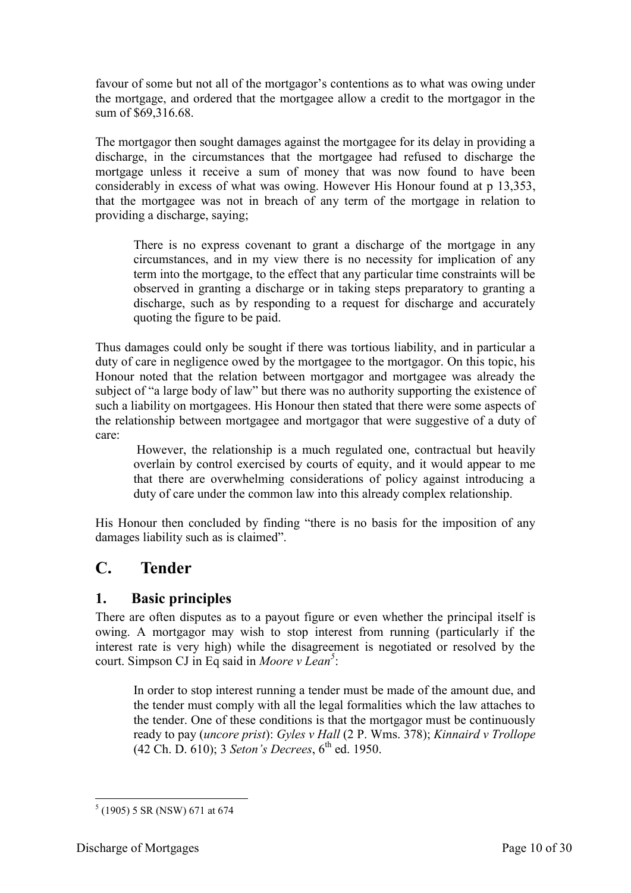favour of some but not all of the mortgagor's contentions as to what was owing under the mortgage, and ordered that the mortgagee allow a credit to the mortgagor in the sum of $69,316.68.

The mortgagor then sought damages against the mortgagee for its delay in providing a discharge, in the circumstances that the mortgagee had refused to discharge the mortgage unless it receive a sum of money that was now found to have been considerably in excess of what was owing. However His Honour found at p 13,353, that the mortgagee was not in breach of any term of the mortgage in relation to providing a discharge, saying;

> There is no express covenant to grant a discharge of the mortgage in any circumstances, and in my view there is no necessity for implication of any term into the mortgage, to the effect that any particular time constraints will be observed in granting a discharge or in taking steps preparatory to granting a discharge, such as by responding to a request for discharge and accurately quoting the figure to be paid.

Thus damages could only be sought if there was tortious liability, and in particular a duty of care in negligence owed by the mortgagee to the mortgagor. On this topic, his Honour noted that the relation between mortgagor and mortgagee was already the subject of "a large body of law" but there was no authority supporting the existence of such a liability on mortgagees. His Honour then stated that there were some aspects of the relationship between mortgagee and mortgagor that were suggestive of a duty of care:

> However, the relationship is a much regulated one, contractual but heavily overlain by control exercised by courts of equity, and it would appear to me that there are overwhelming considerations of policy against introducing a duty of care under the common law into this already complex relationship.

His Honour then concluded by finding "there is no basis for the imposition of any damages liability such as is claimed".

## C. Tender

### 1. Basic principles

There are often disputes as to a payout figure or even whether the principal itself is owing. A mortgagor may wish to stop interest from running (particularly if the interest rate is very high) while the disagreement is negotiated or resolved by the court. Simpson CJ in Eq said in *Moore v Lean*[5]:

> In order to stop interest running a tender must be made of the amount due, and the tender must comply with all the legal formalities which the law attaches to the tender. One of these conditions is that the mortgagor must be continuously ready to pay (*uncore prist*): *Gyles v Hall* (2 P. Wms. 378); *Kinnaird v Trollope* (42 Ch. D. 610); 3 *Seton's Decrees*, 6th ed. 1950.

---

[5] (1905) 5 SR (NSW) 671 at 674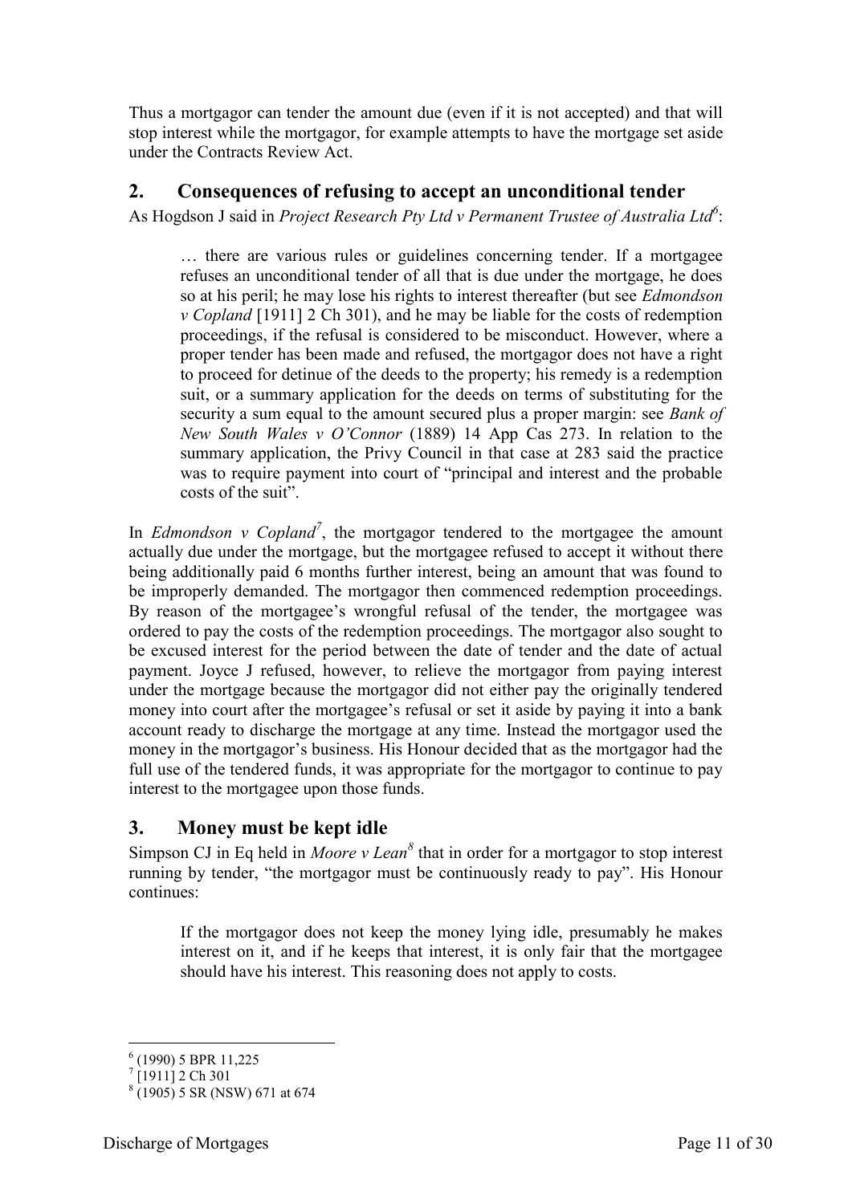Thus a mortgagor can tender the amount due (even if it is not accepted) and that will stop interest while the mortgagor, for example attempts to have the mortgage set aside under the Contracts Review Act.

## 2. Consequences of refusing to accept an unconditional tender

As Hogdson J said in *Project Research Pty Ltd v Permanent Trustee of Australia Ltd*[6]:

> … there are various rules or guidelines concerning tender. If a mortgagee refuses an unconditional tender of all that is due under the mortgage, he does so at his peril; he may lose his rights to interest thereafter (but see *Edmondson v Copland* [1911] 2 Ch 301), and he may be liable for the costs of redemption proceedings, if the refusal is considered to be misconduct. However, where a proper tender has been made and refused, the mortgagor does not have a right to proceed for detinue of the deeds to the property; his remedy is a redemption suit, or a summary application for the deeds on terms of substituting for the security a sum equal to the amount secured plus a proper margin: see *Bank of New South Wales v O'Connor* (1889) 14 App Cas 273. In relation to the summary application, the Privy Council in that case at 283 said the practice was to require payment into court of "principal and interest and the probable costs of the suit".

In *Edmondson v Copland*[7], the mortgagor tendered to the mortgagee the amount actually due under the mortgage, but the mortgagee refused to accept it without there being additionally paid 6 months further interest, being an amount that was found to be improperly demanded. The mortgagor then commenced redemption proceedings. By reason of the mortgagee's wrongful refusal of the tender, the mortgagee was ordered to pay the costs of the redemption proceedings. The mortgagor also sought to be excused interest for the period between the date of tender and the date of actual payment. Joyce J refused, however, to relieve the mortgagor from paying interest under the mortgage because the mortgagor did not either pay the originally tendered money into court after the mortgagee's refusal or set it aside by paying it into a bank account ready to discharge the mortgage at any time. Instead the mortgagor used the money in the mortgagor's business. His Honour decided that as the mortgagor had the full use of the tendered funds, it was appropriate for the mortgagor to continue to pay interest to the mortgagee upon those funds.

## 3. Money must be kept idle

Simpson CJ in Eq held in *Moore v Lean*[8] that in order for a mortgagor to stop interest running by tender, "the mortgagor must be continuously ready to pay". His Honour continues:

> If the mortgagor does not keep the money lying idle, presumably he makes interest on it, and if he keeps that interest, it is only fair that the mortgagee should have his interest. This reasoning does not apply to costs.

---

[6] (1990) 5 BPR 11,225

[7] [1911] 2 Ch 301

[8] (1905) 5 SR (NSW) 671 at 674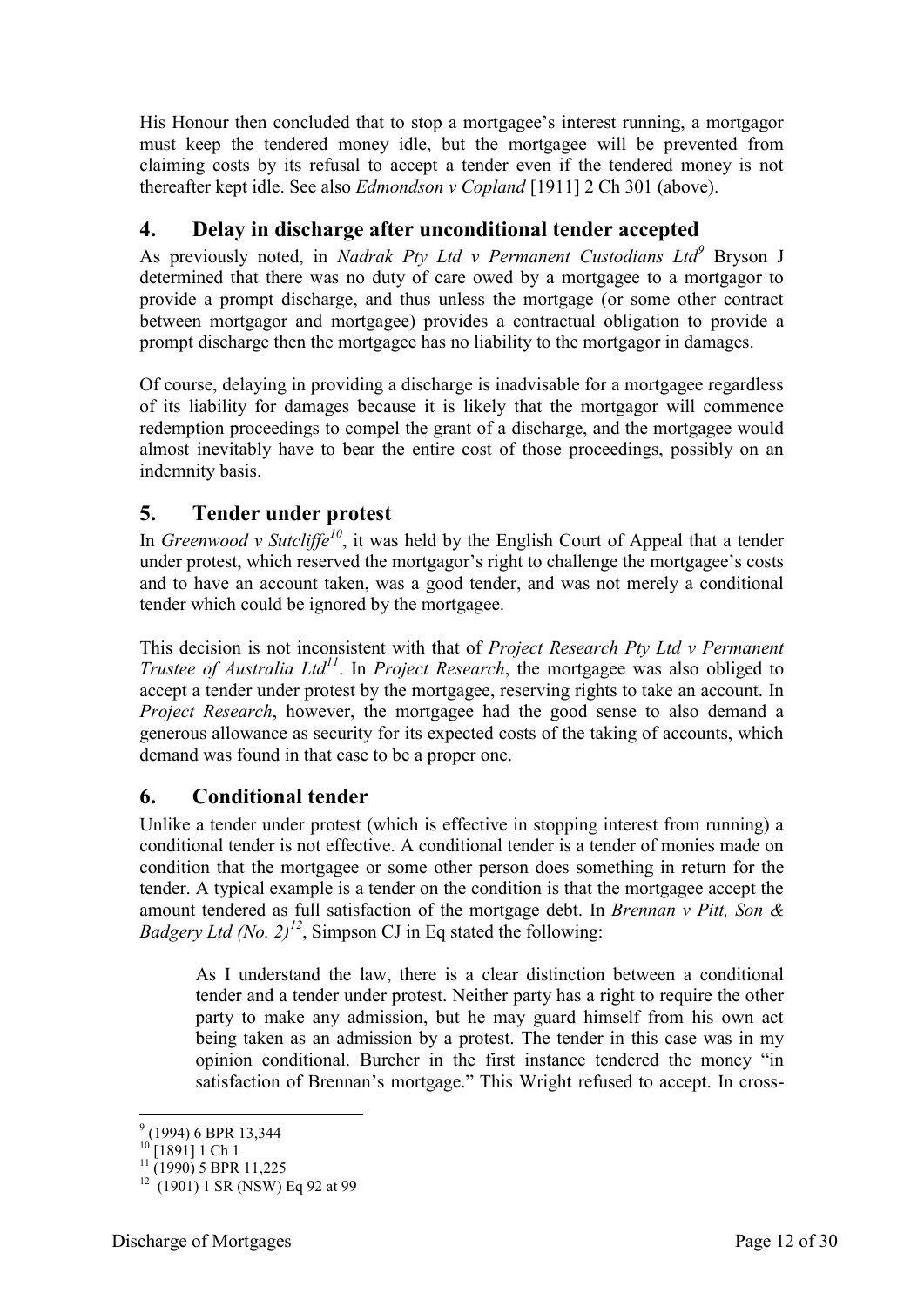His Honour then concluded that to stop a mortgagee's interest running, a mortgagor must keep the tendered money idle, but the mortgagee will be prevented from claiming costs by its refusal to accept a tender even if the tendered money is not thereafter kept idle. See also *Edmondson v Copland* [1911] 2 Ch 301 (above).

## 4. Delay in discharge after unconditional tender accepted

As previously noted, in *Nadrak Pty Ltd v Permanent Custodians Ltd*[9] Bryson J determined that there was no duty of care owed by a mortgagee to a mortgagor to provide a prompt discharge, and thus unless the mortgage (or some other contract between mortgagor and mortgagee) provides a contractual obligation to provide a prompt discharge then the mortgagee has no liability to the mortgagor in damages.

Of course, delaying in providing a discharge is inadvisable for a mortgagee regardless of its liability for damages because it is likely that the mortgagor will commence redemption proceedings to compel the grant of a discharge, and the mortgagee would almost inevitably have to bear the entire cost of those proceedings, possibly on an indemnity basis.

## 5. Tender under protest

In *Greenwood v Sutcliffe*[10], it was held by the English Court of Appeal that a tender under protest, which reserved the mortgagor's right to challenge the mortgagee's costs and to have an account taken, was a good tender, and was not merely a conditional tender which could be ignored by the mortgagee.

This decision is not inconsistent with that of *Project Research Pty Ltd v Permanent Trustee of Australia Ltd*[11]. In *Project Research*, the mortgagee was also obliged to accept a tender under protest by the mortgagee, reserving rights to take an account. In *Project Research*, however, the mortgagee had the good sense to also demand a generous allowance as security for its expected costs of the taking of accounts, which demand was found in that case to be a proper one.

## 6. Conditional tender

Unlike a tender under protest (which is effective in stopping interest from running) a conditional tender is not effective. A conditional tender is a tender of monies made on condition that the mortgagee or some other person does something in return for the tender. A typical example is a tender on the condition is that the mortgagee accept the amount tendered as full satisfaction of the mortgage debt. In *Brennan v Pitt, Son & Badgery Ltd (No. 2)*[12], Simpson CJ in Eq stated the following:

> As I understand the law, there is a clear distinction between a conditional tender and a tender under protest. Neither party has a right to require the other party to make any admission, but he may guard himself from his own act being taken as an admission by a protest. The tender in this case was in my opinion conditional. Burcher in the first instance tendered the money "in satisfaction of Brennan's mortgage." This Wright refused to accept. In cross-

---

[9] (1994) 6 BPR 13,344

[10] [1891] 1 Ch 1

[11] (1990) 5 BPR 11,225

[12] (1901) 1 SR (NSW) Eq 92 at 99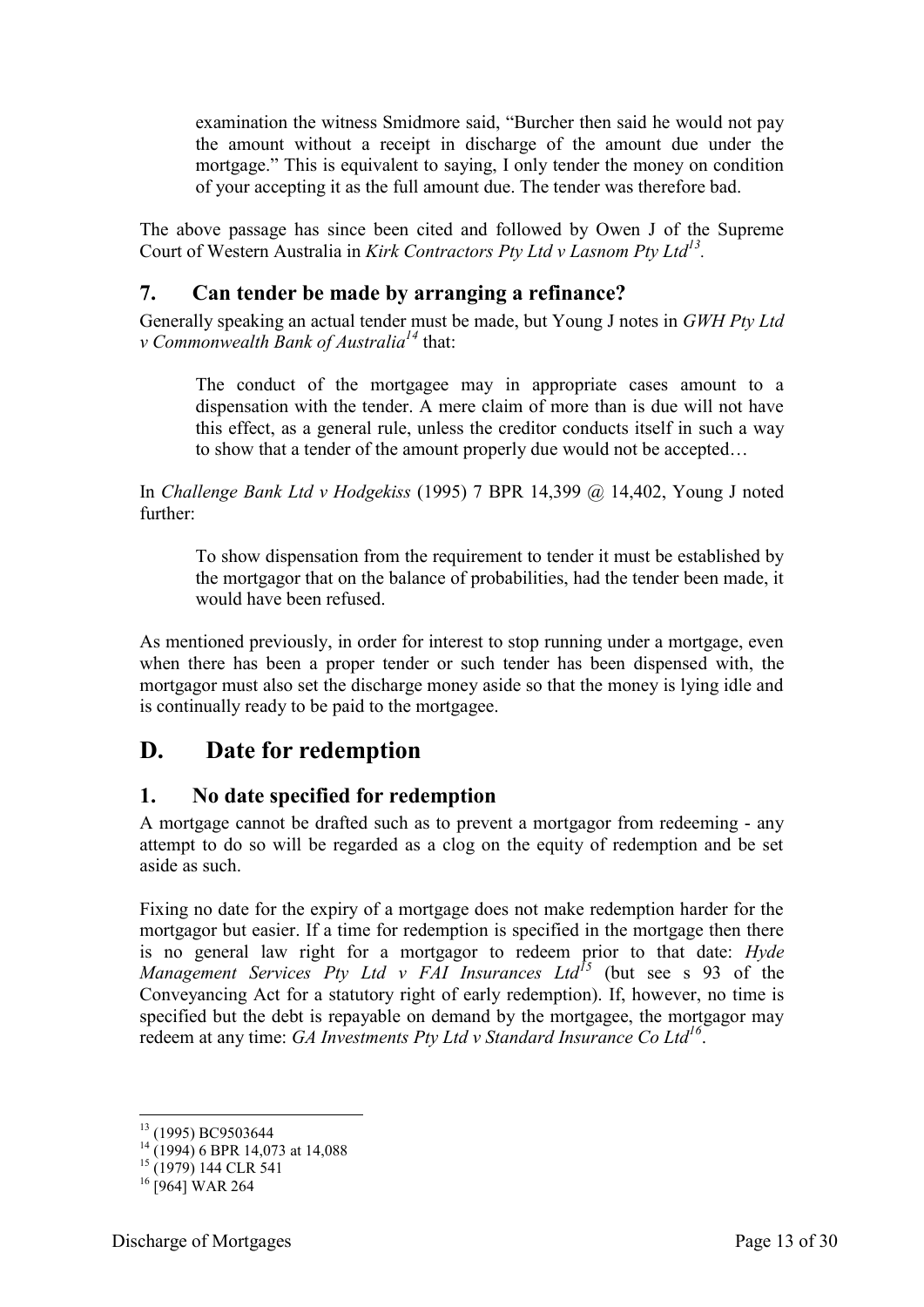> examination the witness Smidmore said, "Burcher then said he would not pay the amount without a receipt in discharge of the amount due under the mortgage." This is equivalent to saying, I only tender the money on condition of your accepting it as the full amount due. The tender was therefore bad.

The above passage has since been cited and followed by Owen J of the Supreme Court of Western Australia in *Kirk Contractors Pty Ltd v Lasnom Pty Ltd*[13].

## 7. Can tender be made by arranging a refinance?

Generally speaking an actual tender must be made, but Young J notes in *GWH Pty Ltd v Commonwealth Bank of Australia*[14] that:

> The conduct of the mortgagee may in appropriate cases amount to a dispensation with the tender. A mere claim of more than is due will not have this effect, as a general rule, unless the creditor conducts itself in such a way to show that a tender of the amount properly due would not be accepted…

In *Challenge Bank Ltd v Hodgekiss* (1995) 7 BPR 14,399 @ 14,402, Young J noted further:

> To show dispensation from the requirement to tender it must be established by the mortgagor that on the balance of probabilities, had the tender been made, it would have been refused.

As mentioned previously, in order for interest to stop running under a mortgage, even when there has been a proper tender or such tender has been dispensed with, the mortgagor must also set the discharge money aside so that the money is lying idle and is continually ready to be paid to the mortgagee.

# D. Date for redemption

## 1. No date specified for redemption

A mortgage cannot be drafted such as to prevent a mortgagor from redeeming - any attempt to do so will be regarded as a clog on the equity of redemption and be set aside as such.

Fixing no date for the expiry of a mortgage does not make redemption harder for the mortgagor but easier. If a time for redemption is specified in the mortgage then there is no general law right for a mortgagor to redeem prior to that date: *Hyde Management Services Pty Ltd v FAI Insurances Ltd*[15] (but see s 93 of the Conveyancing Act for a statutory right of early redemption). If, however, no time is specified but the debt is repayable on demand by the mortgagee, the mortgagor may redeem at any time: *GA Investments Pty Ltd v Standard Insurance Co Ltd*[16].

---

[13] (1995) BC9503644

[14] (1994) 6 BPR 14,073 at 14,088

[15] (1979) 144 CLR 541

[16] [964] WAR 264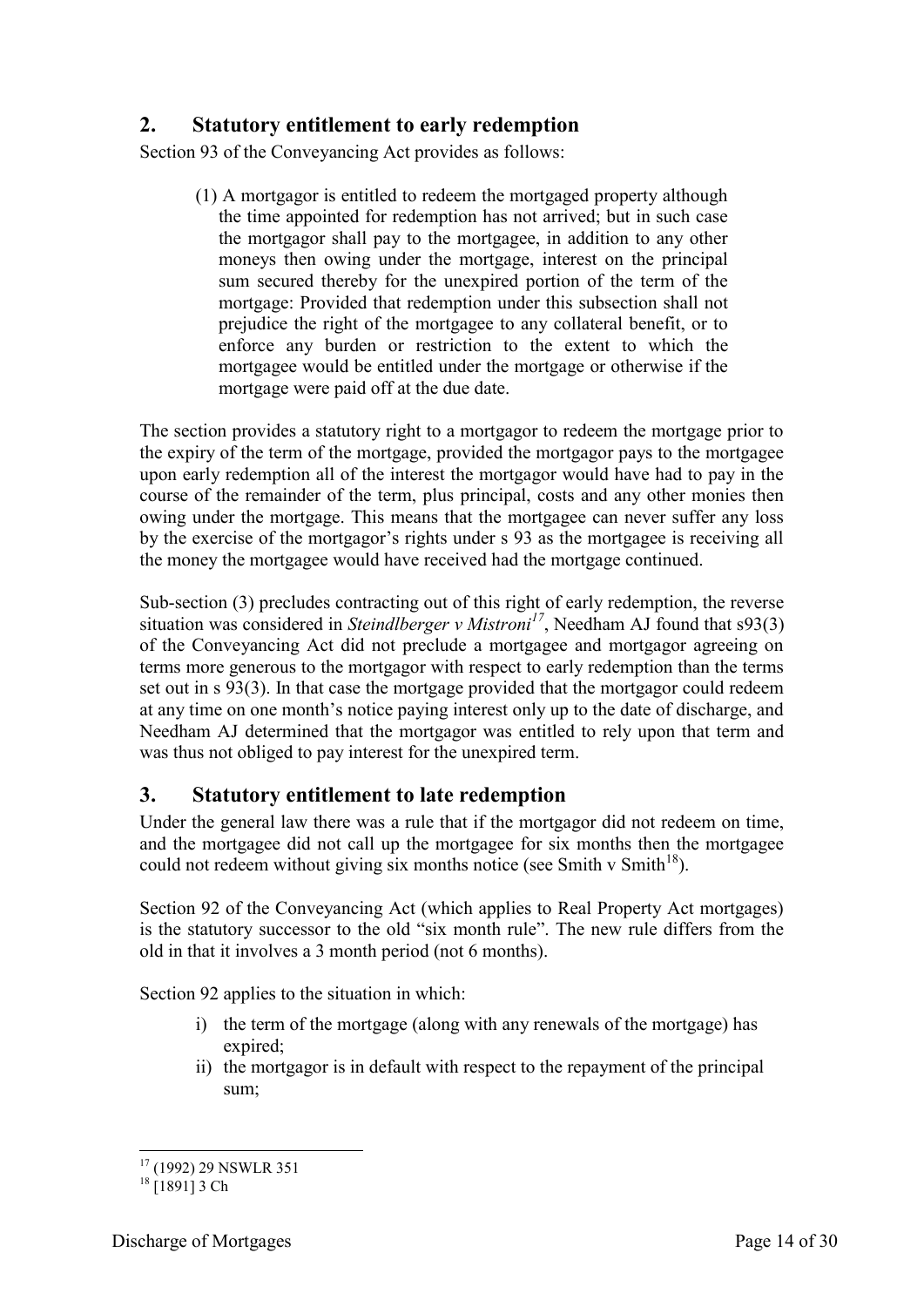## 2. Statutory entitlement to early redemption

Section 93 of the Conveyancing Act provides as follows:

> (1) A mortgagor is entitled to redeem the mortgaged property although the time appointed for redemption has not arrived; but in such case the mortgagor shall pay to the mortgagee, in addition to any other moneys then owing under the mortgage, interest on the principal sum secured thereby for the unexpired portion of the term of the mortgage: Provided that redemption under this subsection shall not prejudice the right of the mortgagee to any collateral benefit, or to enforce any burden or restriction to the extent to which the mortgagee would be entitled under the mortgage or otherwise if the mortgage were paid off at the due date.

The section provides a statutory right to a mortgagor to redeem the mortgage prior to the expiry of the term of the mortgage, provided the mortgagor pays to the mortgagee upon early redemption all of the interest the mortgagor would have had to pay in the course of the remainder of the term, plus principal, costs and any other monies then owing under the mortgage. This means that the mortgagee can never suffer any loss by the exercise of the mortgagor's rights under s 93 as the mortgagee is receiving all the money the mortgagee would have received had the mortgage continued.

Sub-section (3) precludes contracting out of this right of early redemption, the reverse situation was considered in *Steindlberger v Mistroni*[17], Needham AJ found that s93(3) of the Conveyancing Act did not preclude a mortgagee and mortgagor agreeing on terms more generous to the mortgagor with respect to early redemption than the terms set out in s 93(3). In that case the mortgage provided that the mortgagor could redeem at any time on one month's notice paying interest only up to the date of discharge, and Needham AJ determined that the mortgagor was entitled to rely upon that term and was thus not obliged to pay interest for the unexpired term.

## 3. Statutory entitlement to late redemption

Under the general law there was a rule that if the mortgagor did not redeem on time, and the mortgagee did not call up the mortgagee for six months then the mortgagee could not redeem without giving six months notice (see Smith v Smith[18]).

Section 92 of the Conveyancing Act (which applies to Real Property Act mortgages) is the statutory successor to the old "six month rule". The new rule differs from the old in that it involves a 3 month period (not 6 months).

Section 92 applies to the situation in which:

i) the term of the mortgage (along with any renewals of the mortgage) has expired;
ii) the mortgagor is in default with respect to the repayment of the principal sum;

---

[17] (1992) 29 NSWLR 351

[18] [1891] 3 Ch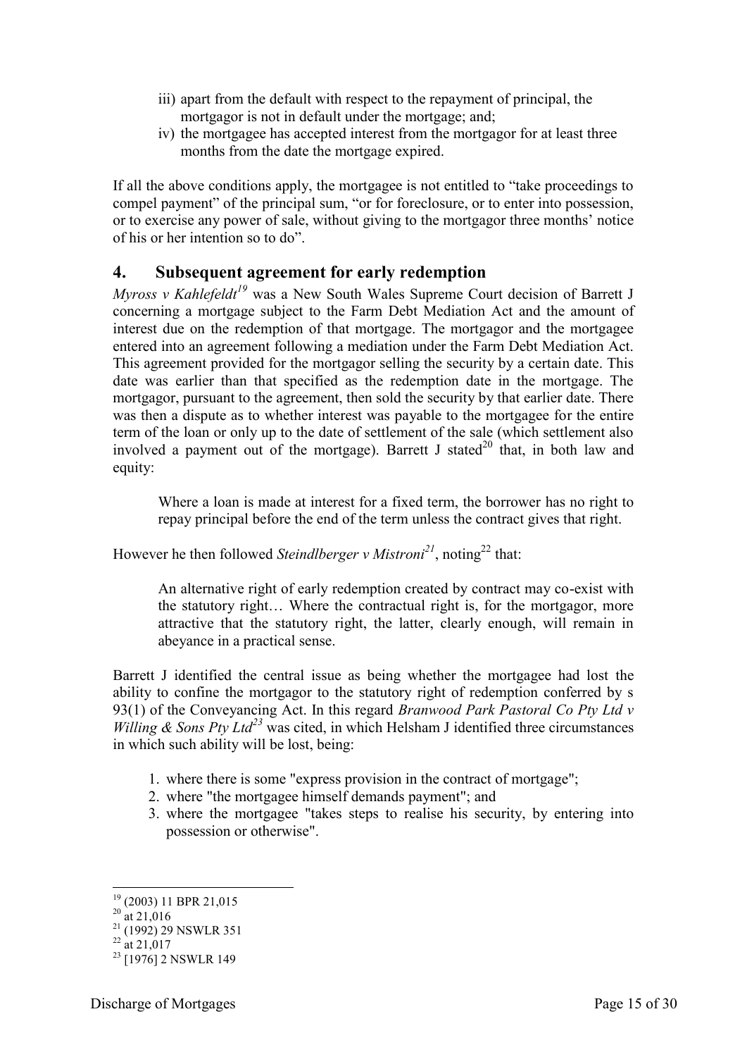iii) apart from the default with respect to the repayment of principal, the mortgagor is not in default under the mortgage; and;

iv) the mortgagee has accepted interest from the mortgagor for at least three months from the date the mortgage expired.

If all the above conditions apply, the mortgagee is not entitled to "take proceedings to compel payment" of the principal sum, "or for foreclosure, or to enter into possession, or to exercise any power of sale, without giving to the mortgagor three months' notice of his or her intention so to do".

## 4. Subsequent agreement for early redemption

*Myross v Kahlefeldt*[19] was a New South Wales Supreme Court decision of Barrett J concerning a mortgage subject to the Farm Debt Mediation Act and the amount of interest due on the redemption of that mortgage. The mortgagor and the mortgagee entered into an agreement following a mediation under the Farm Debt Mediation Act. This agreement provided for the mortgagor selling the security by a certain date. This date was earlier than that specified as the redemption date in the mortgage. The mortgagor, pursuant to the agreement, then sold the security by that earlier date. There was then a dispute as to whether interest was payable to the mortgagee for the entire term of the loan or only up to the date of settlement of the sale (which settlement also involved a payment out of the mortgage). Barrett J stated[20] that, in both law and equity:

> Where a loan is made at interest for a fixed term, the borrower has no right to repay principal before the end of the term unless the contract gives that right.

However he then followed *Steindlberger v Mistroni*[21], noting[22] that:

> An alternative right of early redemption created by contract may co-exist with the statutory right… Where the contractual right is, for the mortgagor, more attractive that the statutory right, the latter, clearly enough, will remain in abeyance in a practical sense.

Barrett J identified the central issue as being whether the mortgagee had lost the ability to confine the mortgagor to the statutory right of redemption conferred by s 93(1) of the Conveyancing Act. In this regard *Branwood Park Pastoral Co Pty Ltd v Willing & Sons Pty Ltd*[23] was cited, in which Helsham J identified three circumstances in which such ability will be lost, being:

1. where there is some "express provision in the contract of mortgage";
2. where "the mortgagee himself demands payment"; and
3. where the mortgagee "takes steps to realise his security, by entering into possession or otherwise".

---

[19] (2003) 11 BPR 21,015

[20] at 21,016

[21] (1992) 29 NSWLR 351

[22] at 21,017

[23] [1976] 2 NSWLR 149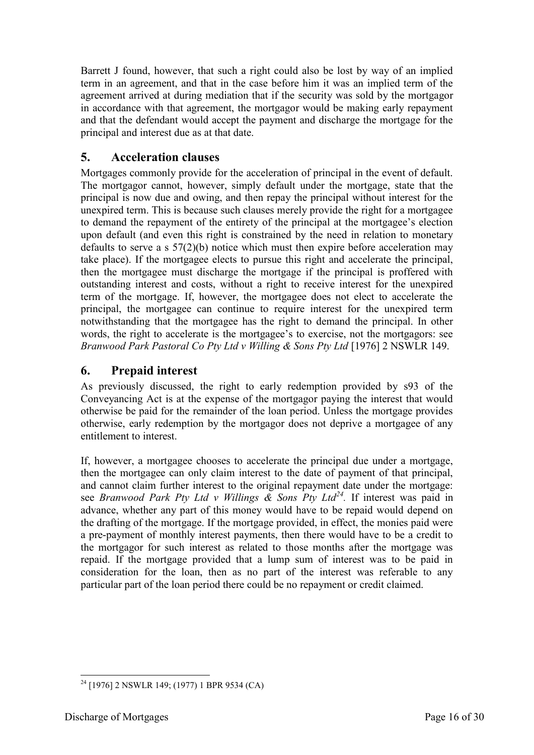Barrett J found, however, that such a right could also be lost by way of an implied term in an agreement, and that in the case before him it was an implied term of the agreement arrived at during mediation that if the security was sold by the mortgagor in accordance with that agreement, the mortgagor would be making early repayment and that the defendant would accept the payment and discharge the mortgage for the principal and interest due as at that date.

## 5. Acceleration clauses

Mortgages commonly provide for the acceleration of principal in the event of default. The mortgagor cannot, however, simply default under the mortgage, state that the principal is now due and owing, and then repay the principal without interest for the unexpired term. This is because such clauses merely provide the right for a mortgagee to demand the repayment of the entirety of the principal at the mortgagee's election upon default (and even this right is constrained by the need in relation to monetary defaults to serve a s 57(2)(b) notice which must then expire before acceleration may take place). If the mortgagee elects to pursue this right and accelerate the principal, then the mortgagee must discharge the mortgage if the principal is proffered with outstanding interest and costs, without a right to receive interest for the unexpired term of the mortgage. If, however, the mortgagee does not elect to accelerate the principal, the mortgagee can continue to require interest for the unexpired term notwithstanding that the mortgagee has the right to demand the principal. In other words, the right to accelerate is the mortgagee's to exercise, not the mortgagors: see *Branwood Park Pastoral Co Pty Ltd v Willing & Sons Pty Ltd* [1976] 2 NSWLR 149.

## 6. Prepaid interest

As previously discussed, the right to early redemption provided by s93 of the Conveyancing Act is at the expense of the mortgagor paying the interest that would otherwise be paid for the remainder of the loan period. Unless the mortgage provides otherwise, early redemption by the mortgagor does not deprive a mortgagee of any entitlement to interest.

If, however, a mortgagee chooses to accelerate the principal due under a mortgage, then the mortgagee can only claim interest to the date of payment of that principal, and cannot claim further interest to the original repayment date under the mortgage: see *Branwood Park Pty Ltd v Willings & Sons Pty Ltd*[24]. If interest was paid in advance, whether any part of this money would have to be repaid would depend on the drafting of the mortgage. If the mortgage provided, in effect, the monies paid were a pre-payment of monthly interest payments, then there would have to be a credit to the mortgagor for such interest as related to those months after the mortgage was repaid. If the mortgage provided that a lump sum of interest was to be paid in consideration for the loan, then as no part of the interest was referable to any particular part of the loan period there could be no repayment or credit claimed.

---

[24] [1976] 2 NSWLR 149; (1977) 1 BPR 9534 (CA)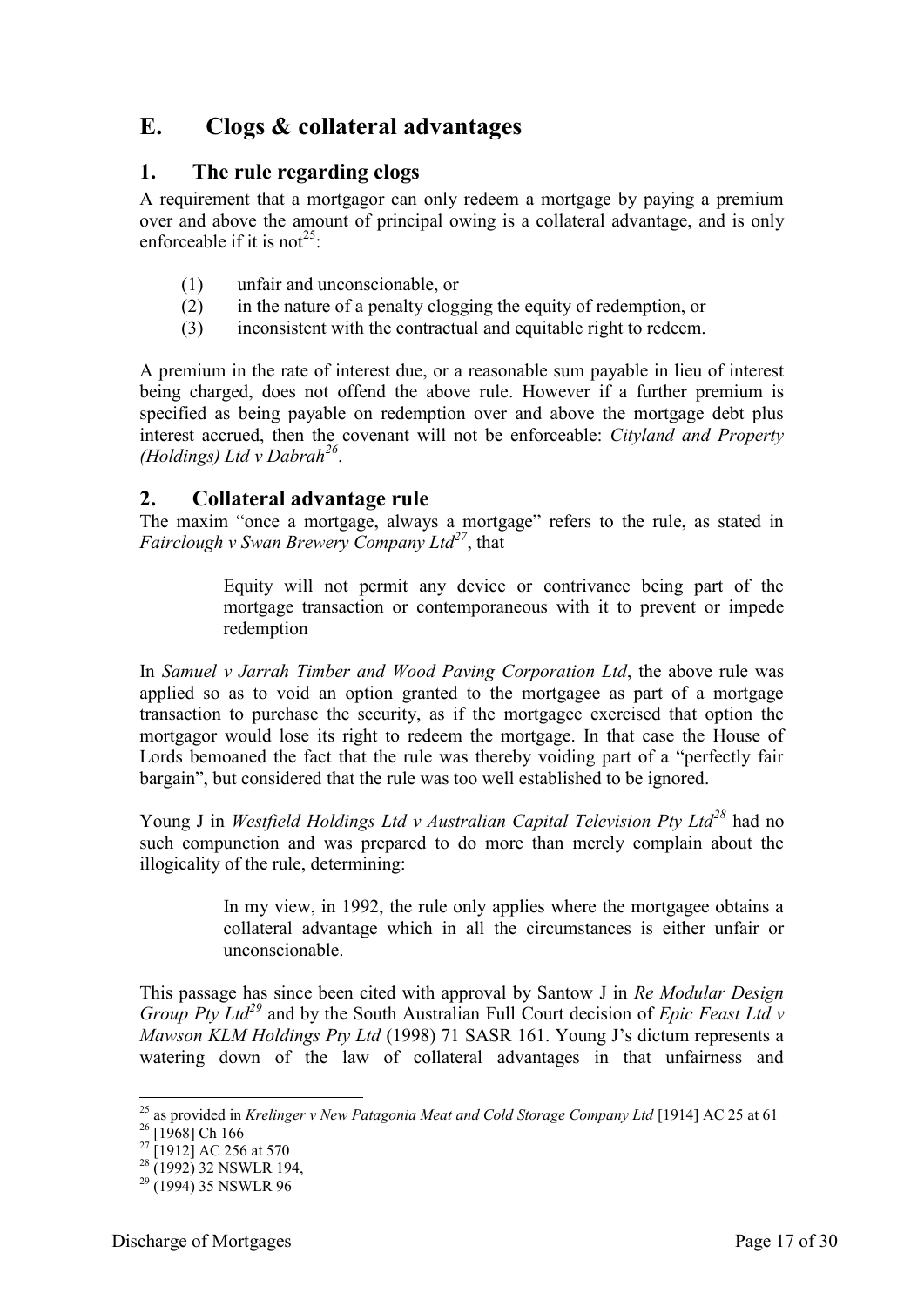## E. Clogs & collateral advantages

### 1. The rule regarding clogs

A requirement that a mortgagor can only redeem a mortgage by paying a premium over and above the amount of principal owing is a collateral advantage, and is only enforceable if it is not[25]:

(1) unfair and unconscionable, or
(2) in the nature of a penalty clogging the equity of redemption, or
(3) inconsistent with the contractual and equitable right to redeem.

A premium in the rate of interest due, or a reasonable sum payable in lieu of interest being charged, does not offend the above rule. However if a further premium is specified as being payable on redemption over and above the mortgage debt plus interest accrued, then the covenant will not be enforceable: *Cityland and Property (Holdings) Ltd v Dabrah*[26].

### 2. Collateral advantage rule

The maxim "once a mortgage, always a mortgage" refers to the rule, as stated in *Fairclough v Swan Brewery Company Ltd*[27], that

> Equity will not permit any device or contrivance being part of the mortgage transaction or contemporaneous with it to prevent or impede redemption

In *Samuel v Jarrah Timber and Wood Paving Corporation Ltd*, the above rule was applied so as to void an option granted to the mortgagee as part of a mortgage transaction to purchase the security, as if the mortgagee exercised that option the mortgagor would lose its right to redeem the mortgage. In that case the House of Lords bemoaned the fact that the rule was thereby voiding part of a "perfectly fair bargain", but considered that the rule was too well established to be ignored.

Young J in *Westfield Holdings Ltd v Australian Capital Television Pty Ltd*[28] had no such compunction and was prepared to do more than merely complain about the illogicality of the rule, determining:

> In my view, in 1992, the rule only applies where the mortgagee obtains a collateral advantage which in all the circumstances is either unfair or unconscionable.

This passage has since been cited with approval by Santow J in *Re Modular Design Group Pty Ltd*[29] and by the South Australian Full Court decision of *Epic Feast Ltd v Mawson KLM Holdings Pty Ltd* (1998) 71 SASR 161. Young J's dictum represents a watering down of the law of collateral advantages in that unfairness and

---

[25] as provided in *Krelinger v New Patagonia Meat and Cold Storage Company Ltd* [1914] AC 25 at 61
[26] [1968] Ch 166
[27] [1912] AC 256 at 570
[28] (1992) 32 NSWLR 194,
[29] (1994) 35 NSWLR 96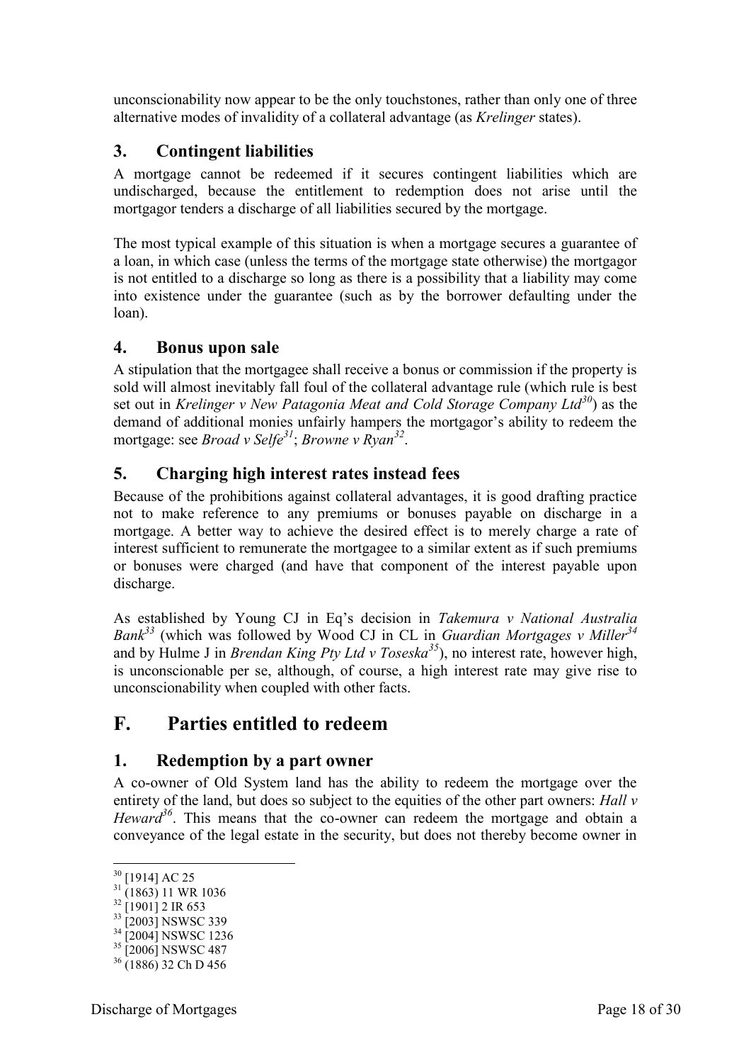unconscionability now appear to be the only touchstones, rather than only one of three alternative modes of invalidity of a collateral advantage (as *Krelinger* states).

### 3. Contingent liabilities

A mortgage cannot be redeemed if it secures contingent liabilities which are undischarged, because the entitlement to redemption does not arise until the mortgagor tenders a discharge of all liabilities secured by the mortgage.

The most typical example of this situation is when a mortgage secures a guarantee of a loan, in which case (unless the terms of the mortgage state otherwise) the mortgagor is not entitled to a discharge so long as there is a possibility that a liability may come into existence under the guarantee (such as by the borrower defaulting under the loan).

### 4. Bonus upon sale

A stipulation that the mortgagee shall receive a bonus or commission if the property is sold will almost inevitably fall foul of the collateral advantage rule (which rule is best set out in *Krelinger v New Patagonia Meat and Cold Storage Company Ltd*[30]) as the demand of additional monies unfairly hampers the mortgagor's ability to redeem the mortgage: see *Broad v Selfe*[31]; *Browne v Ryan*[32].

### 5. Charging high interest rates instead fees

Because of the prohibitions against collateral advantages, it is good drafting practice not to make reference to any premiums or bonuses payable on discharge in a mortgage. A better way to achieve the desired effect is to merely charge a rate of interest sufficient to remunerate the mortgagee to a similar extent as if such premiums or bonuses were charged (and have that component of the interest payable upon discharge.

As established by Young CJ in Eq's decision in *Takemura v National Australia Bank*[33] (which was followed by Wood CJ in CL in *Guardian Mortgages v Miller*[34] and by Hulme J in *Brendan King Pty Ltd v Toseska*[35]), no interest rate, however high, is unconscionable per se, although, of course, a high interest rate may give rise to unconscionability when coupled with other facts.

## F. Parties entitled to redeem

### 1. Redemption by a part owner

A co-owner of Old System land has the ability to redeem the mortgage over the entirety of the land, but does so subject to the equities of the other part owners: *Hall v Heward*[36]. This means that the co-owner can redeem the mortgage and obtain a conveyance of the legal estate in the security, but does not thereby become owner in

---

[30] [1914] AC 25
[31] (1863) 11 WR 1036
[32] [1901] 2 IR 653
[33] [2003] NSWSC 339
[34] [2004] NSWSC 1236
[35] [2006] NSWSC 487
[36] (1886) 32 Ch D 456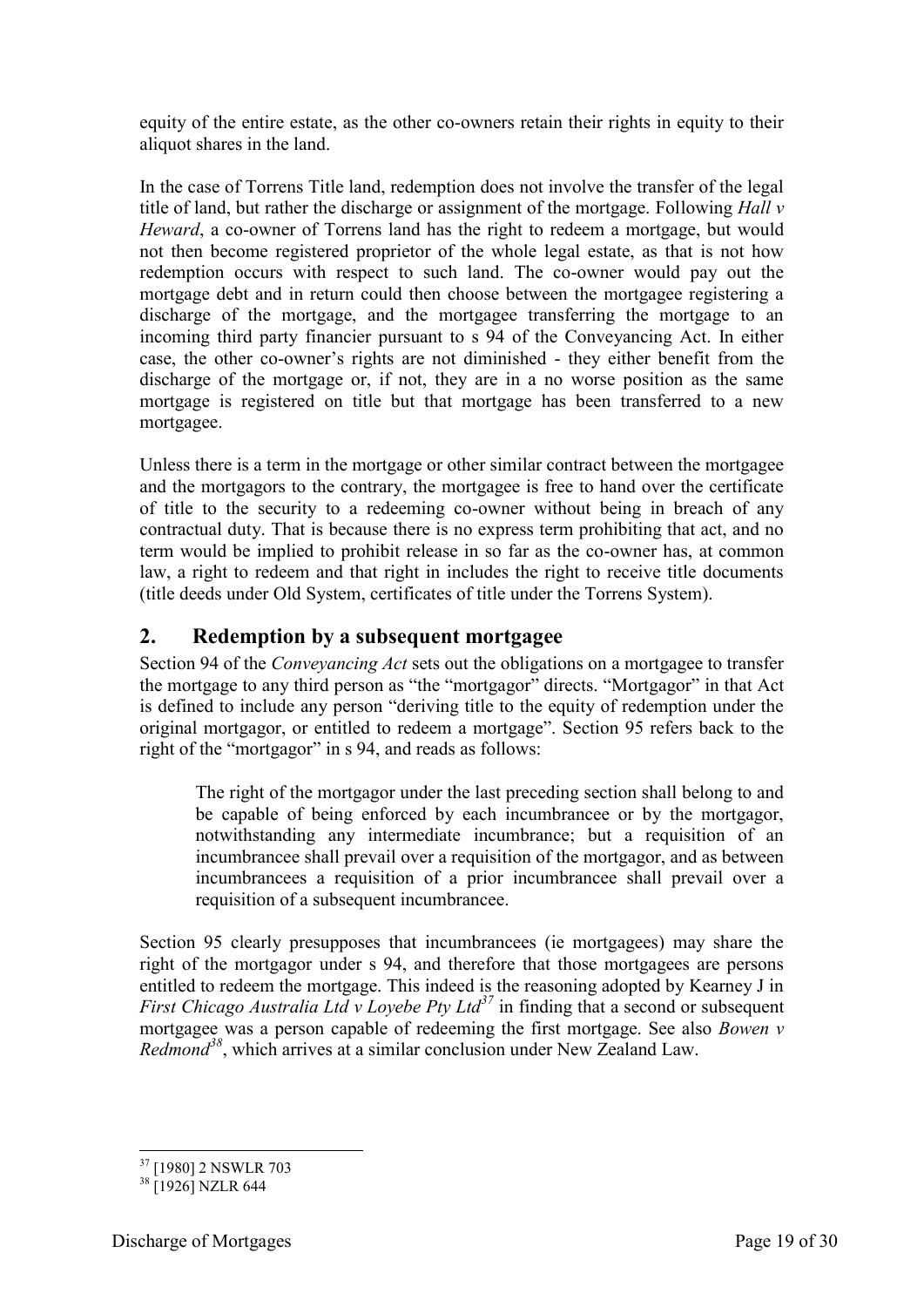equity of the entire estate, as the other co-owners retain their rights in equity to their aliquot shares in the land.

In the case of Torrens Title land, redemption does not involve the transfer of the legal title of land, but rather the discharge or assignment of the mortgage. Following *Hall v Heward*, a co-owner of Torrens land has the right to redeem a mortgage, but would not then become registered proprietor of the whole legal estate, as that is not how redemption occurs with respect to such land. The co-owner would pay out the mortgage debt and in return could then choose between the mortgagee registering a discharge of the mortgage, and the mortgagee transferring the mortgage to an incoming third party financier pursuant to s 94 of the Conveyancing Act. In either case, the other co-owner's rights are not diminished - they either benefit from the discharge of the mortgage or, if not, they are in a no worse position as the same mortgage is registered on title but that mortgage has been transferred to a new mortgagee.

Unless there is a term in the mortgage or other similar contract between the mortgagee and the mortgagors to the contrary, the mortgagee is free to hand over the certificate of title to the security to a redeeming co-owner without being in breach of any contractual duty. That is because there is no express term prohibiting that act, and no term would be implied to prohibit release in so far as the co-owner has, at common law, a right to redeem and that right in includes the right to receive title documents (title deeds under Old System, certificates of title under the Torrens System).

## 2. Redemption by a subsequent mortgagee

Section 94 of the *Conveyancing Act* sets out the obligations on a mortgagee to transfer the mortgage to any third person as "the "mortgagor" directs. "Mortgagor" in that Act is defined to include any person "deriving title to the equity of redemption under the original mortgagor, or entitled to redeem a mortgage". Section 95 refers back to the right of the "mortgagor" in s 94, and reads as follows:

> The right of the mortgagor under the last preceding section shall belong to and be capable of being enforced by each incumbrancee or by the mortgagor, notwithstanding any intermediate incumbrance; but a requisition of an incumbrancee shall prevail over a requisition of the mortgagor, and as between incumbrancees a requisition of a prior incumbrancee shall prevail over a requisition of a subsequent incumbrancee.

Section 95 clearly presupposes that incumbrancees (ie mortgagees) may share the right of the mortgagor under s 94, and therefore that those mortgagees are persons entitled to redeem the mortgage. This indeed is the reasoning adopted by Kearney J in *First Chicago Australia Ltd v Loyebe Pty Ltd*[37] in finding that a second or subsequent mortgagee was a person capable of redeeming the first mortgage. See also *Bowen v Redmond*[38], which arrives at a similar conclusion under New Zealand Law.

---

[37] [1980] 2 NSWLR 703

[38] [1926] NZLR 644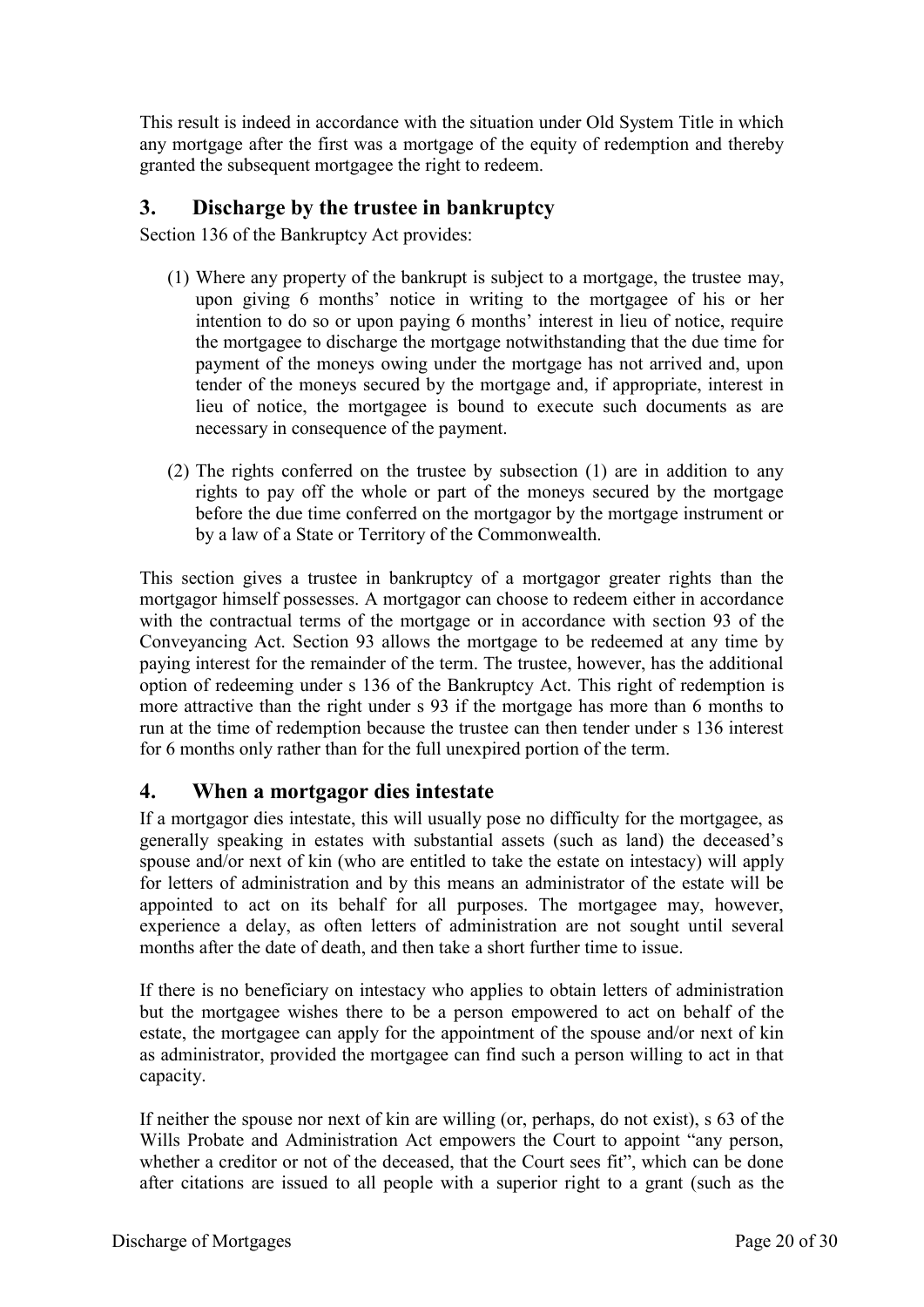This result is indeed in accordance with the situation under Old System Title in which any mortgage after the first was a mortgage of the equity of redemption and thereby granted the subsequent mortgagee the right to redeem.

## 3. Discharge by the trustee in bankruptcy

Section 136 of the Bankruptcy Act provides:

> (1) Where any property of the bankrupt is subject to a mortgage, the trustee may, upon giving 6 months' notice in writing to the mortgagee of his or her intention to do so or upon paying 6 months' interest in lieu of notice, require the mortgagee to discharge the mortgage notwithstanding that the due time for payment of the moneys owing under the mortgage has not arrived and, upon tender of the moneys secured by the mortgage and, if appropriate, interest in lieu of notice, the mortgagee is bound to execute such documents as are necessary in consequence of the payment.
>
> (2) The rights conferred on the trustee by subsection (1) are in addition to any rights to pay off the whole or part of the moneys secured by the mortgage before the due time conferred on the mortgagor by the mortgage instrument or by a law of a State or Territory of the Commonwealth.

This section gives a trustee in bankruptcy of a mortgagor greater rights than the mortgagor himself possesses. A mortgagor can choose to redeem either in accordance with the contractual terms of the mortgage or in accordance with section 93 of the Conveyancing Act. Section 93 allows the mortgage to be redeemed at any time by paying interest for the remainder of the term. The trustee, however, has the additional option of redeeming under s 136 of the Bankruptcy Act. This right of redemption is more attractive than the right under s 93 if the mortgage has more than 6 months to run at the time of redemption because the trustee can then tender under s 136 interest for 6 months only rather than for the full unexpired portion of the term.

## 4. When a mortgagor dies intestate

If a mortgagor dies intestate, this will usually pose no difficulty for the mortgagee, as generally speaking in estates with substantial assets (such as land) the deceased's spouse and/or next of kin (who are entitled to take the estate on intestacy) will apply for letters of administration and by this means an administrator of the estate will be appointed to act on its behalf for all purposes. The mortgagee may, however, experience a delay, as often letters of administration are not sought until several months after the date of death, and then take a short further time to issue.

If there is no beneficiary on intestacy who applies to obtain letters of administration but the mortgagee wishes there to be a person empowered to act on behalf of the estate, the mortgagee can apply for the appointment of the spouse and/or next of kin as administrator, provided the mortgagee can find such a person willing to act in that capacity.

If neither the spouse nor next of kin are willing (or, perhaps, do not exist), s 63 of the Wills Probate and Administration Act empowers the Court to appoint "any person, whether a creditor or not of the deceased, that the Court sees fit", which can be done after citations are issued to all people with a superior right to a grant (such as the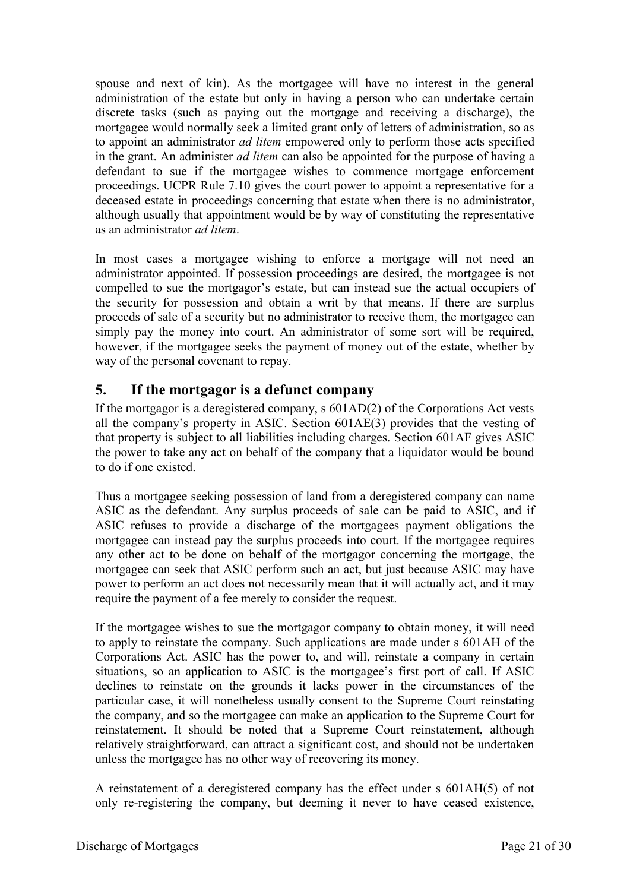spouse and next of kin). As the mortgagee will have no interest in the general administration of the estate but only in having a person who can undertake certain discrete tasks (such as paying out the mortgage and receiving a discharge), the mortgagee would normally seek a limited grant only of letters of administration, so as to appoint an administrator *ad litem* empowered only to perform those acts specified in the grant. An administer *ad litem* can also be appointed for the purpose of having a defendant to sue if the mortgagee wishes to commence mortgage enforcement proceedings. UCPR Rule 7.10 gives the court power to appoint a representative for a deceased estate in proceedings concerning that estate when there is no administrator, although usually that appointment would be by way of constituting the representative as an administrator *ad litem*.

In most cases a mortgagee wishing to enforce a mortgage will not need an administrator appointed. If possession proceedings are desired, the mortgagee is not compelled to sue the mortgagor's estate, but can instead sue the actual occupiers of the security for possession and obtain a writ by that means. If there are surplus proceeds of sale of a security but no administrator to receive them, the mortgagee can simply pay the money into court. An administrator of some sort will be required, however, if the mortgagee seeks the payment of money out of the estate, whether by way of the personal covenant to repay.

## 5. If the mortgagor is a defunct company

If the mortgagor is a deregistered company, s 601AD(2) of the Corporations Act vests all the company's property in ASIC. Section 601AE(3) provides that the vesting of that property is subject to all liabilities including charges. Section 601AF gives ASIC the power to take any act on behalf of the company that a liquidator would be bound to do if one existed.

Thus a mortgagee seeking possession of land from a deregistered company can name ASIC as the defendant. Any surplus proceeds of sale can be paid to ASIC, and if ASIC refuses to provide a discharge of the mortgagees payment obligations the mortgagee can instead pay the surplus proceeds into court. If the mortgagee requires any other act to be done on behalf of the mortgagor concerning the mortgage, the mortgagee can seek that ASIC perform such an act, but just because ASIC may have power to perform an act does not necessarily mean that it will actually act, and it may require the payment of a fee merely to consider the request.

If the mortgagee wishes to sue the mortgagor company to obtain money, it will need to apply to reinstate the company. Such applications are made under s 601AH of the Corporations Act. ASIC has the power to, and will, reinstate a company in certain situations, so an application to ASIC is the mortgagee's first port of call. If ASIC declines to reinstate on the grounds it lacks power in the circumstances of the particular case, it will nonetheless usually consent to the Supreme Court reinstating the company, and so the mortgagee can make an application to the Supreme Court for reinstatement. It should be noted that a Supreme Court reinstatement, although relatively straightforward, can attract a significant cost, and should not be undertaken unless the mortgagee has no other way of recovering its money.

A reinstatement of a deregistered company has the effect under s 601AH(5) of not only re-registering the company, but deeming it never to have ceased existence,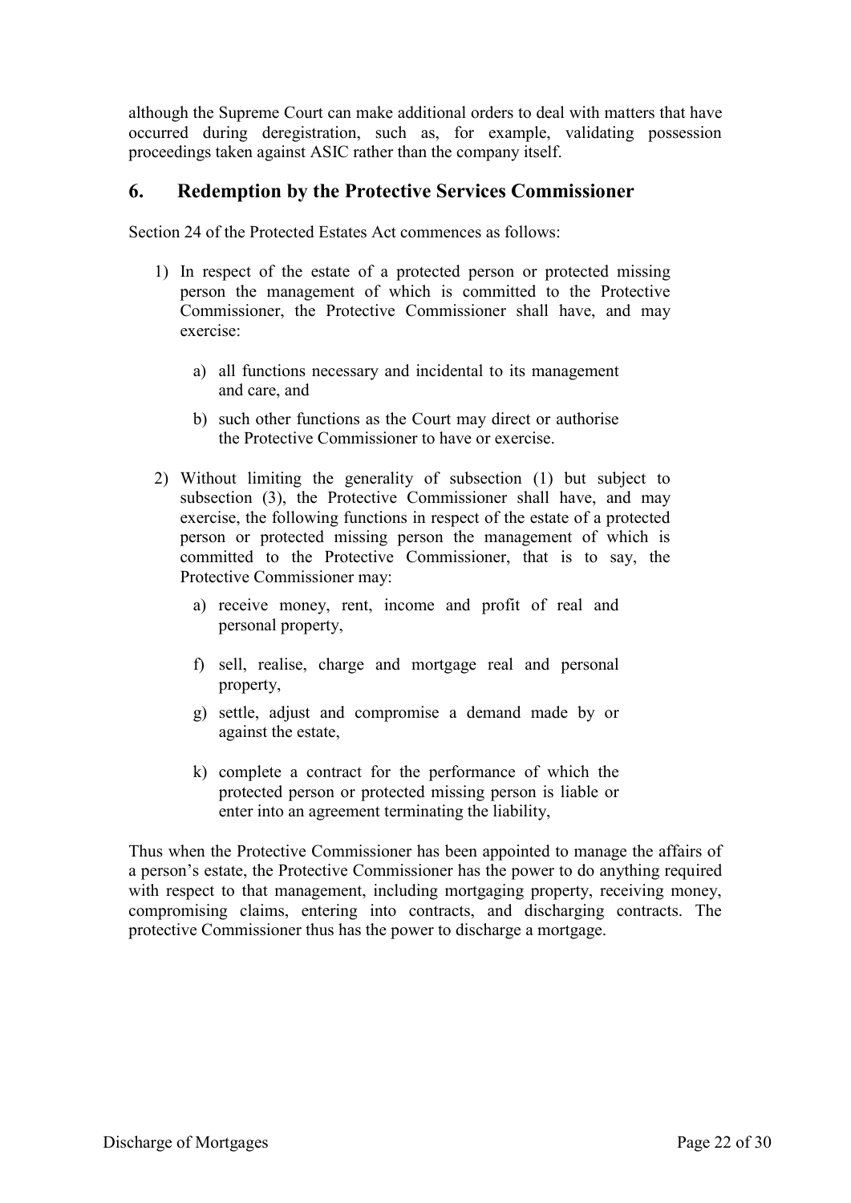although the Supreme Court can make additional orders to deal with matters that have occurred during deregistration, such as, for example, validating possession proceedings taken against ASIC rather than the company itself.

## 6. Redemption by the Protective Services Commissioner

Section 24 of the Protected Estates Act commences as follows:

> 1) In respect of the estate of a protected person or protected missing person the management of which is committed to the Protective Commissioner, the Protective Commissioner shall have, and may exercise:
>
>    a) all functions necessary and incidental to its management and care, and
>
>    b) such other functions as the Court may direct or authorise the Protective Commissioner to have or exercise.
>
> 2) Without limiting the generality of subsection (1) but subject to subsection (3), the Protective Commissioner shall have, and may exercise, the following functions in respect of the estate of a protected person or protected missing person the management of which is committed to the Protective Commissioner, that is to say, the Protective Commissioner may:
>
>    a) receive money, rent, income and profit of real and personal property,
>
>    f) sell, realise, charge and mortgage real and personal property,
>
>    g) settle, adjust and compromise a demand made by or against the estate,
>
>    k) complete a contract for the performance of which the protected person or protected missing person is liable or enter into an agreement terminating the liability,

Thus when the Protective Commissioner has been appointed to manage the affairs of a person's estate, the Protective Commissioner has the power to do anything required with respect to that management, including mortgaging property, receiving money, compromising claims, entering into contracts, and discharging contracts. The protective Commissioner thus has the power to discharge a mortgage.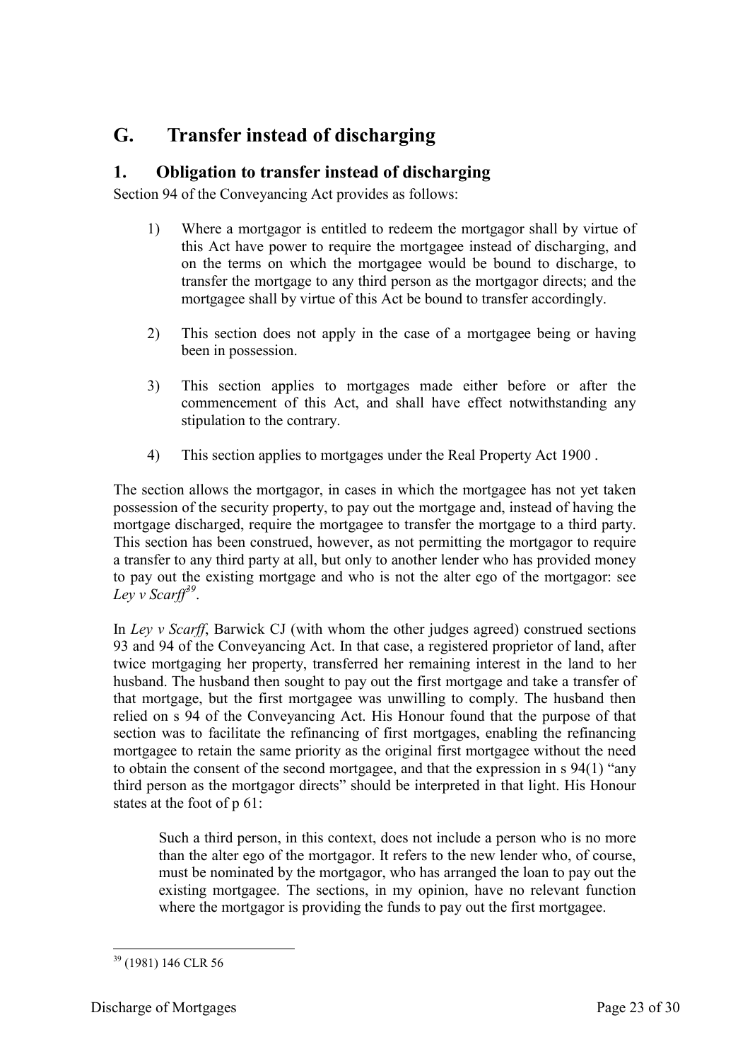## G. Transfer instead of discharging

### 1. Obligation to transfer instead of discharging

Section 94 of the Conveyancing Act provides as follows:

> 1) Where a mortgagor is entitled to redeem the mortgagor shall by virtue of this Act have power to require the mortgagee instead of discharging, and on the terms on which the mortgagee would be bound to discharge, to transfer the mortgage to any third person as the mortgagor directs; and the mortgagee shall by virtue of this Act be bound to transfer accordingly.
>
> 2) This section does not apply in the case of a mortgagee being or having been in possession.
>
> 3) This section applies to mortgages made either before or after the commencement of this Act, and shall have effect notwithstanding any stipulation to the contrary.
>
> 4) This section applies to mortgages under the Real Property Act 1900 .

The section allows the mortgagor, in cases in which the mortgagee has not yet taken possession of the security property, to pay out the mortgage and, instead of having the mortgage discharged, require the mortgagee to transfer the mortgage to a third party. This section has been construed, however, as not permitting the mortgagor to require a transfer to any third party at all, but only to another lender who has provided money to pay out the existing mortgage and who is not the alter ego of the mortgagor: see *Ley v Scarff*[39].

In *Ley v Scarff*, Barwick CJ (with whom the other judges agreed) construed sections 93 and 94 of the Conveyancing Act. In that case, a registered proprietor of land, after twice mortgaging her property, transferred her remaining interest in the land to her husband. The husband then sought to pay out the first mortgage and take a transfer of that mortgage, but the first mortgagee was unwilling to comply. The husband then relied on s 94 of the Conveyancing Act. His Honour found that the purpose of that section was to facilitate the refinancing of first mortgages, enabling the refinancing mortgagee to retain the same priority as the original first mortgagee without the need to obtain the consent of the second mortgagee, and that the expression in s 94(1) "any third person as the mortgagor directs" should be interpreted in that light. His Honour states at the foot of p 61:

> Such a third person, in this context, does not include a person who is no more than the alter ego of the mortgagor. It refers to the new lender who, of course, must be nominated by the mortgagor, who has arranged the loan to pay out the existing mortgagee. The sections, in my opinion, have no relevant function where the mortgagor is providing the funds to pay out the first mortgagee.

---

[39] (1981) 146 CLR 56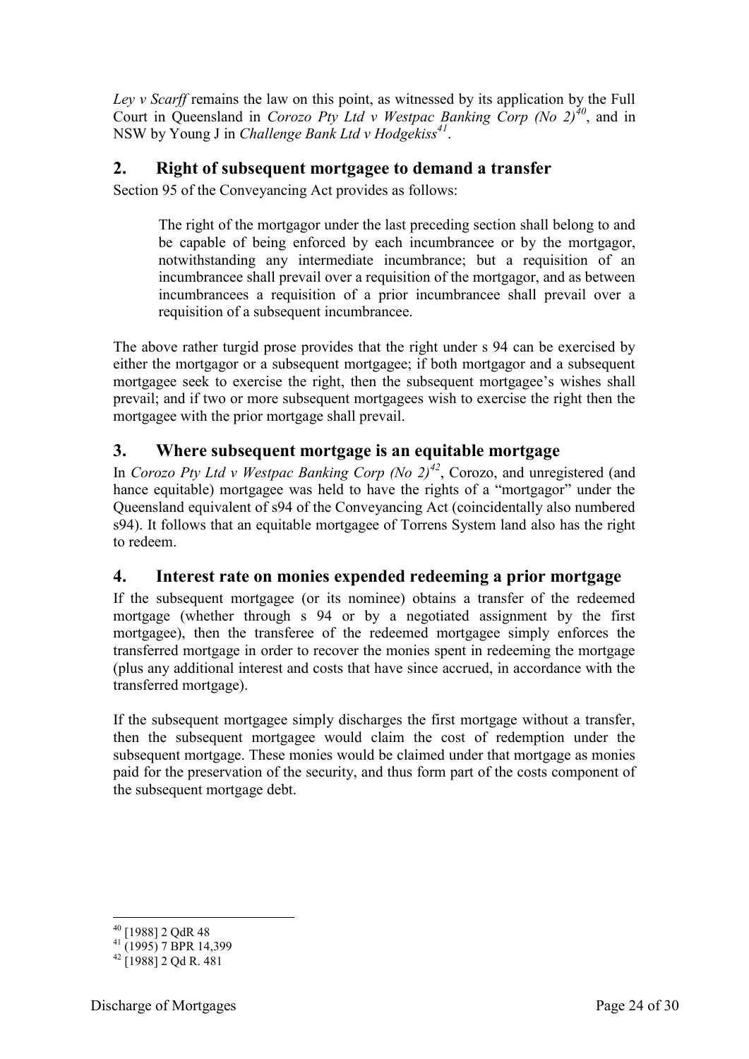*Ley v Scarff* remains the law on this point, as witnessed by its application by the Full Court in Queensland in *Corozo Pty Ltd v Westpac Banking Corp (No 2)*[40], and in NSW by Young J in *Challenge Bank Ltd v Hodgekiss*[41].

## 2. Right of subsequent mortgagee to demand a transfer

Section 95 of the Conveyancing Act provides as follows:

> The right of the mortgagor under the last preceding section shall belong to and be capable of being enforced by each incumbrancee or by the mortgagor, notwithstanding any intermediate incumbrance; but a requisition of an incumbrancee shall prevail over a requisition of the mortgagor, and as between incumbrancees a requisition of a prior incumbrancee shall prevail over a requisition of a subsequent incumbrancee.

The above rather turgid prose provides that the right under s 94 can be exercised by either the mortgagor or a subsequent mortgagee; if both mortgagor and a subsequent mortgagee seek to exercise the right, then the subsequent mortgagee's wishes shall prevail; and if two or more subsequent mortgagees wish to exercise the right then the mortgagee with the prior mortgage shall prevail.

## 3. Where subsequent mortgage is an equitable mortgage

In *Corozo Pty Ltd v Westpac Banking Corp (No 2)*[42], Corozo, and unregistered (and hance equitable) mortgagee was held to have the rights of a "mortgagor" under the Queensland equivalent of s94 of the Conveyancing Act (coincidentally also numbered s94). It follows that an equitable mortgagee of Torrens System land also has the right to redeem.

## 4. Interest rate on monies expended redeeming a prior mortgage

If the subsequent mortgagee (or its nominee) obtains a transfer of the redeemed mortgage (whether through s 94 or by a negotiated assignment by the first mortgagee), then the transferee of the redeemed mortgagee simply enforces the transferred mortgage in order to recover the monies spent in redeeming the mortgage (plus any additional interest and costs that have since accrued, in accordance with the transferred mortgage).

If the subsequent mortgagee simply discharges the first mortgage without a transfer, then the subsequent mortgagee would claim the cost of redemption under the subsequent mortgage. These monies would be claimed under that mortgage as monies paid for the preservation of the security, and thus form part of the costs component of the subsequent mortgage debt.

---

[40] [1988] 2 QdR 48
[41] (1995) 7 BPR 14,399
[42] [1988] 2 Qd R. 481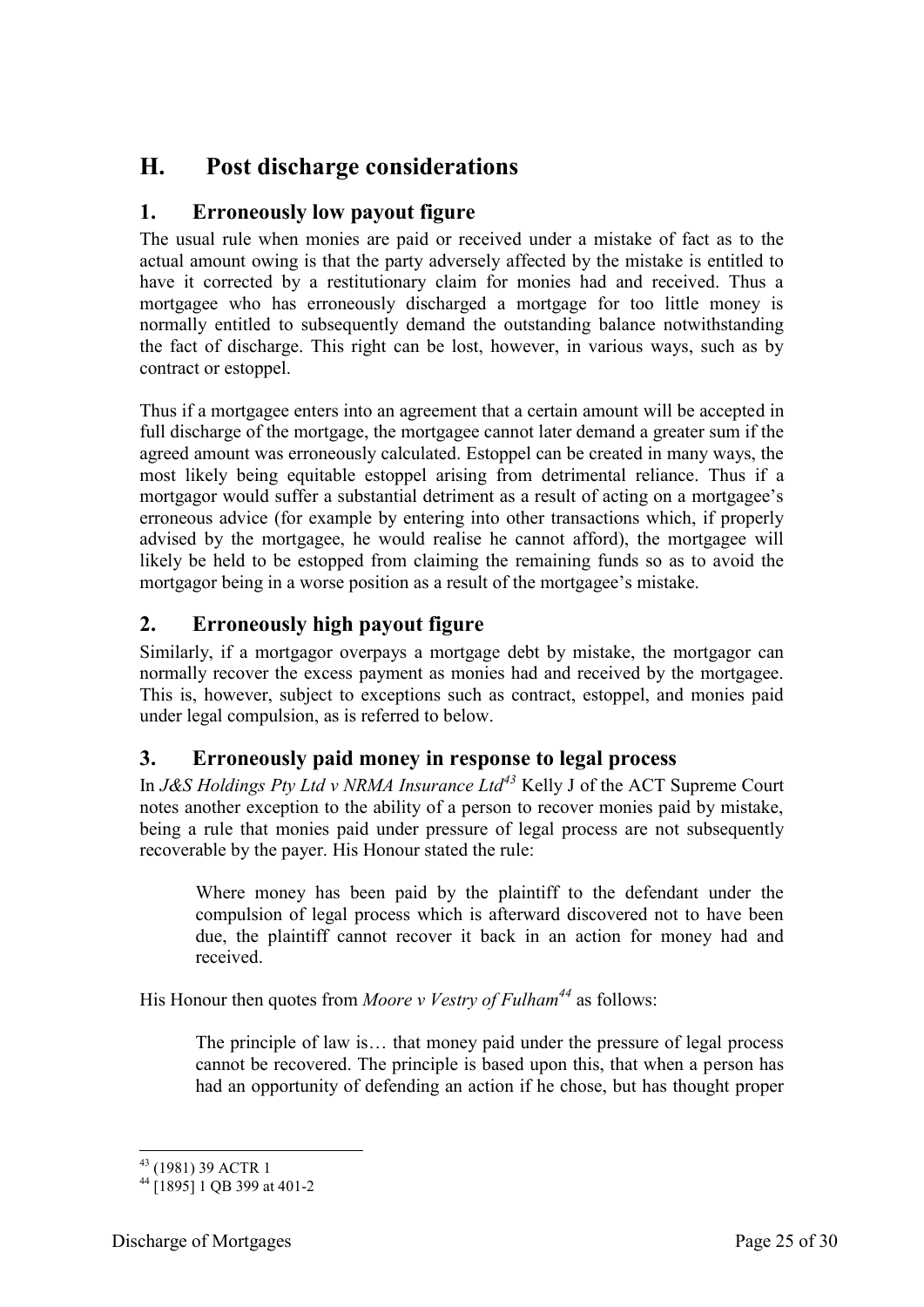## H. Post discharge considerations

### 1. Erroneously low payout figure

The usual rule when monies are paid or received under a mistake of fact as to the actual amount owing is that the party adversely affected by the mistake is entitled to have it corrected by a restitutionary claim for monies had and received. Thus a mortgagee who has erroneously discharged a mortgage for too little money is normally entitled to subsequently demand the outstanding balance notwithstanding the fact of discharge. This right can be lost, however, in various ways, such as by contract or estoppel.

Thus if a mortgagee enters into an agreement that a certain amount will be accepted in full discharge of the mortgage, the mortgagee cannot later demand a greater sum if the agreed amount was erroneously calculated. Estoppel can be created in many ways, the most likely being equitable estoppel arising from detrimental reliance. Thus if a mortgagor would suffer a substantial detriment as a result of acting on a mortgagee's erroneous advice (for example by entering into other transactions which, if properly advised by the mortgagee, he would realise he cannot afford), the mortgagee will likely be held to be estopped from claiming the remaining funds so as to avoid the mortgagor being in a worse position as a result of the mortgagee's mistake.

### 2. Erroneously high payout figure

Similarly, if a mortgagor overpays a mortgage debt by mistake, the mortgagor can normally recover the excess payment as monies had and received by the mortgagee. This is, however, subject to exceptions such as contract, estoppel, and monies paid under legal compulsion, as is referred to below.

### 3. Erroneously paid money in response to legal process

In *J&S Holdings Pty Ltd v NRMA Insurance Ltd*[43] Kelly J of the ACT Supreme Court notes another exception to the ability of a person to recover monies paid by mistake, being a rule that monies paid under pressure of legal process are not subsequently recoverable by the payer. His Honour stated the rule:

> Where money has been paid by the plaintiff to the defendant under the compulsion of legal process which is afterward discovered not to have been due, the plaintiff cannot recover it back in an action for money had and received.

His Honour then quotes from *Moore v Vestry of Fulham*[44] as follows:

> The principle of law is… that money paid under the pressure of legal process cannot be recovered. The principle is based upon this, that when a person has had an opportunity of defending an action if he chose, but has thought proper

---

[43] (1981) 39 ACTR 1

[44] [1895] 1 QB 399 at 401-2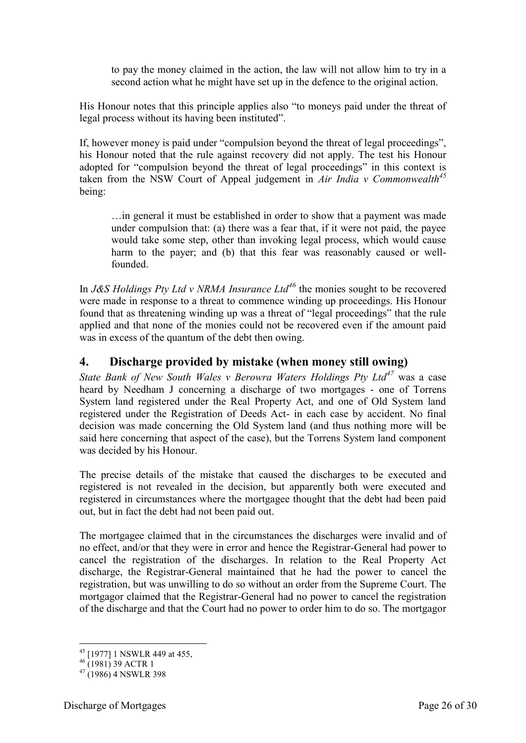> to pay the money claimed in the action, the law will not allow him to try in a second action what he might have set up in the defence to the original action.

His Honour notes that this principle applies also "to moneys paid under the threat of legal process without its having been instituted".

If, however money is paid under "compulsion beyond the threat of legal proceedings", his Honour noted that the rule against recovery did not apply. The test his Honour adopted for "compulsion beyond the threat of legal proceedings" in this context is taken from the NSW Court of Appeal judgement in *Air India v Commonwealth*[45] being:

> …in general it must be established in order to show that a payment was made under compulsion that: (a) there was a fear that, if it were not paid, the payee would take some step, other than invoking legal process, which would cause harm to the payer; and (b) that this fear was reasonably caused or well-founded.

In *J&S Holdings Pty Ltd v NRMA Insurance Ltd*[46] the monies sought to be recovered were made in response to a threat to commence winding up proceedings. His Honour found that as threatening winding up was a threat of "legal proceedings" that the rule applied and that none of the monies could not be recovered even if the amount paid was in excess of the quantum of the debt then owing.

## 4. Discharge provided by mistake (when money still owing)

*State Bank of New South Wales v Berowra Waters Holdings Pty Ltd*[47] was a case heard by Needham J concerning a discharge of two mortgages - one of Torrens System land registered under the Real Property Act, and one of Old System land registered under the Registration of Deeds Act- in each case by accident. No final decision was made concerning the Old System land (and thus nothing more will be said here concerning that aspect of the case), but the Torrens System land component was decided by his Honour.

The precise details of the mistake that caused the discharges to be executed and registered is not revealed in the decision, but apparently both were executed and registered in circumstances where the mortgagee thought that the debt had been paid out, but in fact the debt had not been paid out.

The mortgagee claimed that in the circumstances the discharges were invalid and of no effect, and/or that they were in error and hence the Registrar-General had power to cancel the registration of the discharges. In relation to the Real Property Act discharge, the Registrar-General maintained that he had the power to cancel the registration, but was unwilling to do so without an order from the Supreme Court. The mortgagor claimed that the Registrar-General had no power to cancel the registration of the discharge and that the Court had no power to order him to do so. The mortgagor

---

[45] [1977] 1 NSWLR 449 at 455,

[46] (1981) 39 ACTR 1

[47] (1986) 4 NSWLR 398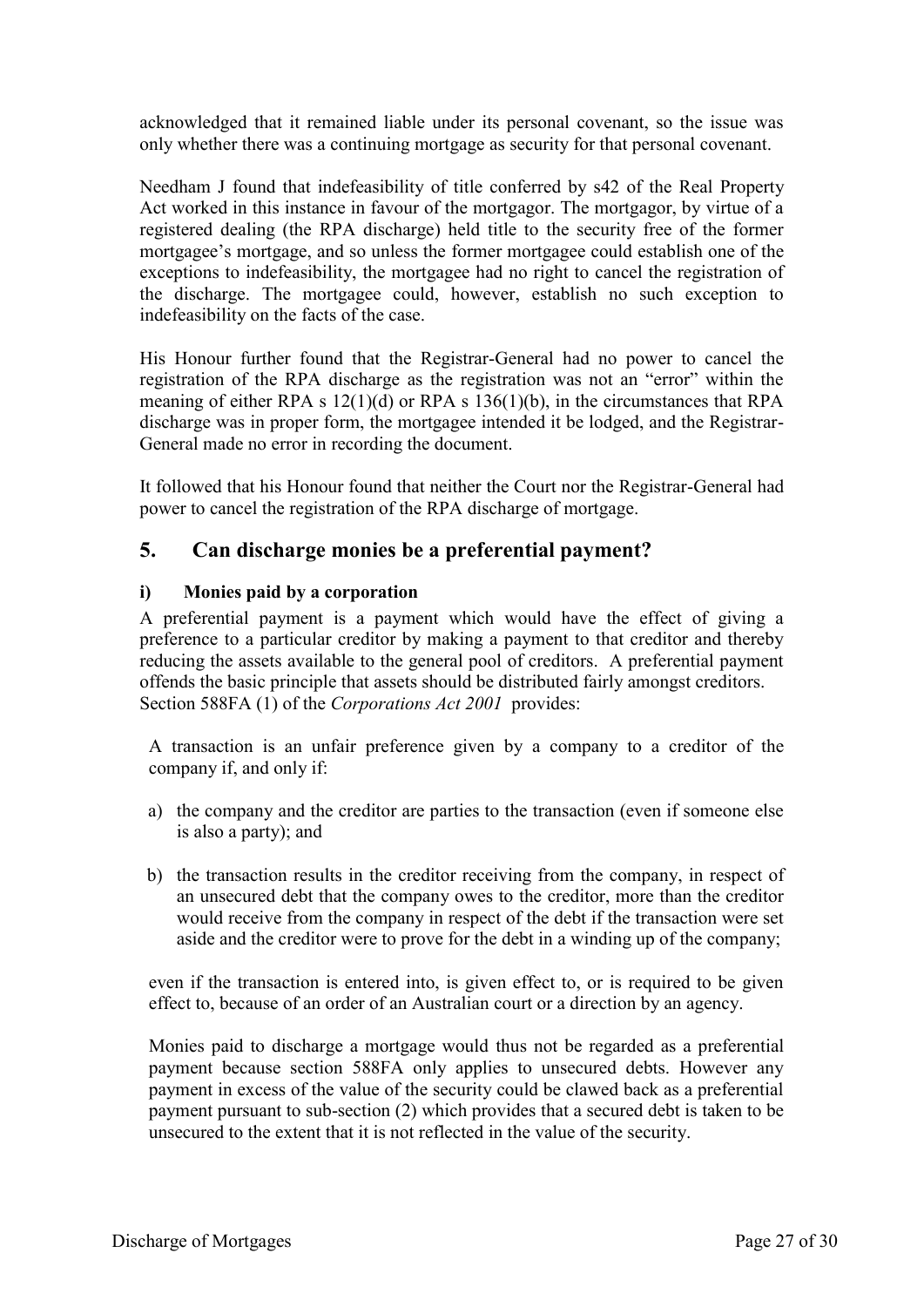acknowledged that it remained liable under its personal covenant, so the issue was only whether there was a continuing mortgage as security for that personal covenant.

Needham J found that indefeasibility of title conferred by s42 of the Real Property Act worked in this instance in favour of the mortgagor. The mortgagor, by virtue of a registered dealing (the RPA discharge) held title to the security free of the former mortgagee's mortgage, and so unless the former mortgagee could establish one of the exceptions to indefeasibility, the mortgagee had no right to cancel the registration of the discharge. The mortgagee could, however, establish no such exception to indefeasibility on the facts of the case.

His Honour further found that the Registrar-General had no power to cancel the registration of the RPA discharge as the registration was not an "error" within the meaning of either RPA s 12(1)(d) or RPA s 136(1)(b), in the circumstances that RPA discharge was in proper form, the mortgagee intended it be lodged, and the Registrar-General made no error in recording the document.

It followed that his Honour found that neither the Court nor the Registrar-General had power to cancel the registration of the RPA discharge of mortgage.

## 5. Can discharge monies be a preferential payment?

### i) Monies paid by a corporation

A preferential payment is a payment which would have the effect of giving a preference to a particular creditor by making a payment to that creditor and thereby reducing the assets available to the general pool of creditors. A preferential payment offends the basic principle that assets should be distributed fairly amongst creditors. Section 588FA (1) of the *Corporations Act 2001* provides:

> A transaction is an unfair preference given by a company to a creditor of the company if, and only if:
>
> a) the company and the creditor are parties to the transaction (even if someone else is also a party); and
>
> b) the transaction results in the creditor receiving from the company, in respect of an unsecured debt that the company owes to the creditor, more than the creditor would receive from the company in respect of the debt if the transaction were set aside and the creditor were to prove for the debt in a winding up of the company;
>
> even if the transaction is entered into, is given effect to, or is required to be given effect to, because of an order of an Australian court or a direction by an agency.

Monies paid to discharge a mortgage would thus not be regarded as a preferential payment because section 588FA only applies to unsecured debts. However any payment in excess of the value of the security could be clawed back as a preferential payment pursuant to sub-section (2) which provides that a secured debt is taken to be unsecured to the extent that it is not reflected in the value of the security.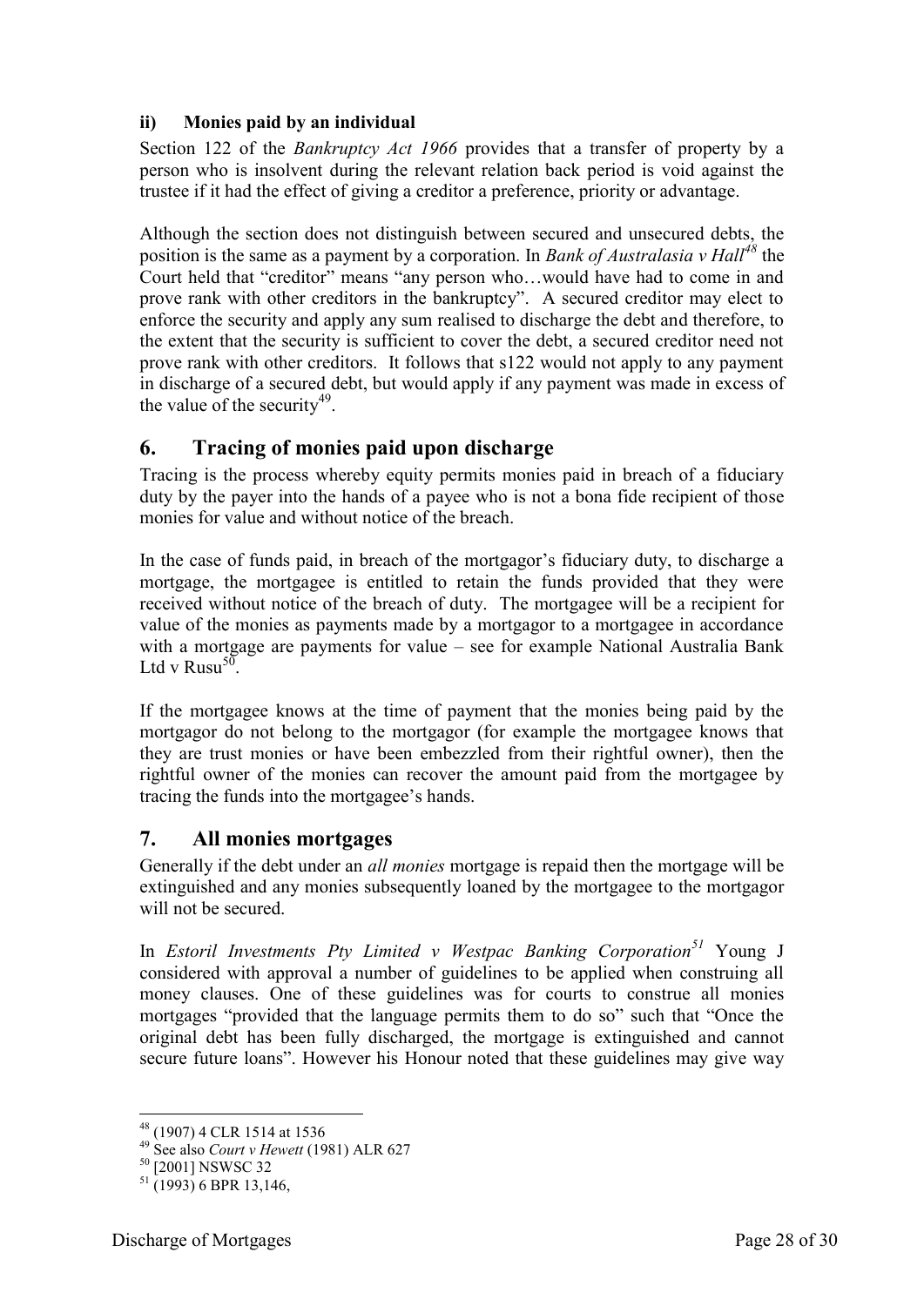### ii) Monies paid by an individual

Section 122 of the *Bankruptcy Act 1966* provides that a transfer of property by a person who is insolvent during the relevant relation back period is void against the trustee if it had the effect of giving a creditor a preference, priority or advantage.

Although the section does not distinguish between secured and unsecured debts, the position is the same as a payment by a corporation. In *Bank of Australasia v Hall*[48] the Court held that "creditor" means "any person who…would have had to come in and prove rank with other creditors in the bankruptcy". A secured creditor may elect to enforce the security and apply any sum realised to discharge the debt and therefore, to the extent that the security is sufficient to cover the debt, a secured creditor need not prove rank with other creditors. It follows that s122 would not apply to any payment in discharge of a secured debt, but would apply if any payment was made in excess of the value of the security[49].

## 6. Tracing of monies paid upon discharge

Tracing is the process whereby equity permits monies paid in breach of a fiduciary duty by the payer into the hands of a payee who is not a bona fide recipient of those monies for value and without notice of the breach.

In the case of funds paid, in breach of the mortgagor's fiduciary duty, to discharge a mortgage, the mortgagee is entitled to retain the funds provided that they were received without notice of the breach of duty. The mortgagee will be a recipient for value of the monies as payments made by a mortgagor to a mortgagee in accordance with a mortgage are payments for value – see for example National Australia Bank Ltd v Rusu[50].

If the mortgagee knows at the time of payment that the monies being paid by the mortgagor do not belong to the mortgagor (for example the mortgagee knows that they are trust monies or have been embezzled from their rightful owner), then the rightful owner of the monies can recover the amount paid from the mortgagee by tracing the funds into the mortgagee's hands.

## 7. All monies mortgages

Generally if the debt under an *all monies* mortgage is repaid then the mortgage will be extinguished and any monies subsequently loaned by the mortgagee to the mortgagor will not be secured.

In *Estoril Investments Pty Limited v Westpac Banking Corporation*[51] Young J considered with approval a number of guidelines to be applied when construing all money clauses. One of these guidelines was for courts to construe all monies mortgages "provided that the language permits them to do so" such that "Once the original debt has been fully discharged, the mortgage is extinguished and cannot secure future loans". However his Honour noted that these guidelines may give way

---

[48] (1907) 4 CLR 1514 at 1536

[49] See also *Court v Hewett* (1981) ALR 627

[50] [2001] NSWSC 32

[51] (1993) 6 BPR 13,146,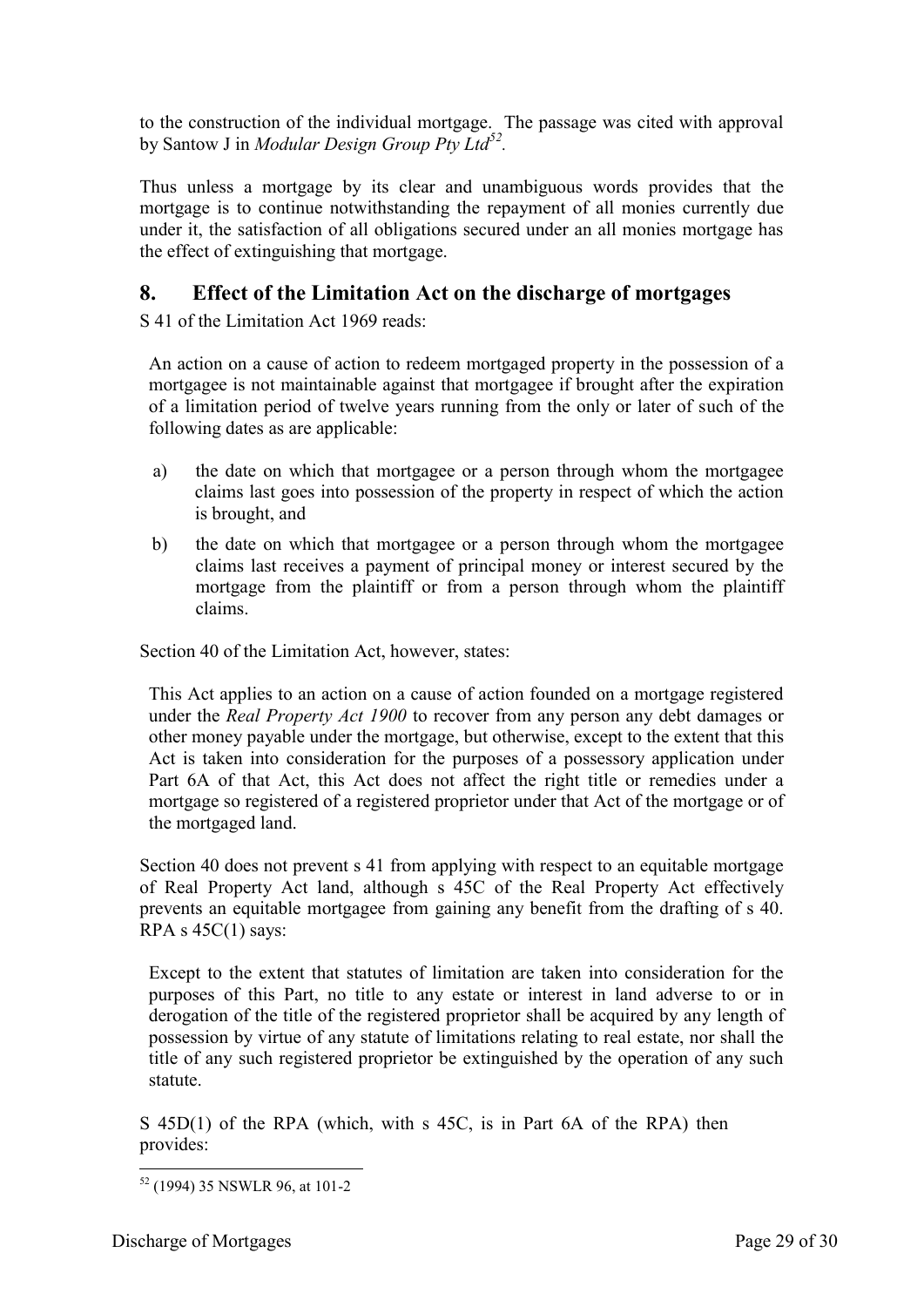to the construction of the individual mortgage. The passage was cited with approval by Santow J in *Modular Design Group Pty Ltd*[52].

Thus unless a mortgage by its clear and unambiguous words provides that the mortgage is to continue notwithstanding the repayment of all monies currently due under it, the satisfaction of all obligations secured under an all monies mortgage has the effect of extinguishing that mortgage.

## 8. Effect of the Limitation Act on the discharge of mortgages

S 41 of the Limitation Act 1969 reads:

> An action on a cause of action to redeem mortgaged property in the possession of a mortgagee is not maintainable against that mortgagee if brought after the expiration of a limitation period of twelve years running from the only or later of such of the following dates as are applicable:
>
> a) the date on which that mortgagee or a person through whom the mortgagee claims last goes into possession of the property in respect of which the action is brought, and
>
> b) the date on which that mortgagee or a person through whom the mortgagee claims last receives a payment of principal money or interest secured by the mortgage from the plaintiff or from a person through whom the plaintiff claims.

Section 40 of the Limitation Act, however, states:

> This Act applies to an action on a cause of action founded on a mortgage registered under the *Real Property Act 1900* to recover from any person any debt damages or other money payable under the mortgage, but otherwise, except to the extent that this Act is taken into consideration for the purposes of a possessory application under Part 6A of that Act, this Act does not affect the right title or remedies under a mortgage so registered of a registered proprietor under that Act of the mortgage or of the mortgaged land.

Section 40 does not prevent s 41 from applying with respect to an equitable mortgage of Real Property Act land, although s 45C of the Real Property Act effectively prevents an equitable mortgagee from gaining any benefit from the drafting of s 40. RPA s 45C(1) says:

> Except to the extent that statutes of limitation are taken into consideration for the purposes of this Part, no title to any estate or interest in land adverse to or in derogation of the title of the registered proprietor shall be acquired by any length of possession by virtue of any statute of limitations relating to real estate, nor shall the title of any such registered proprietor be extinguished by the operation of any such statute.

S 45D(1) of the RPA (which, with s 45C, is in Part 6A of the RPA) then provides:

---

[52] (1994) 35 NSWLR 96, at 101-2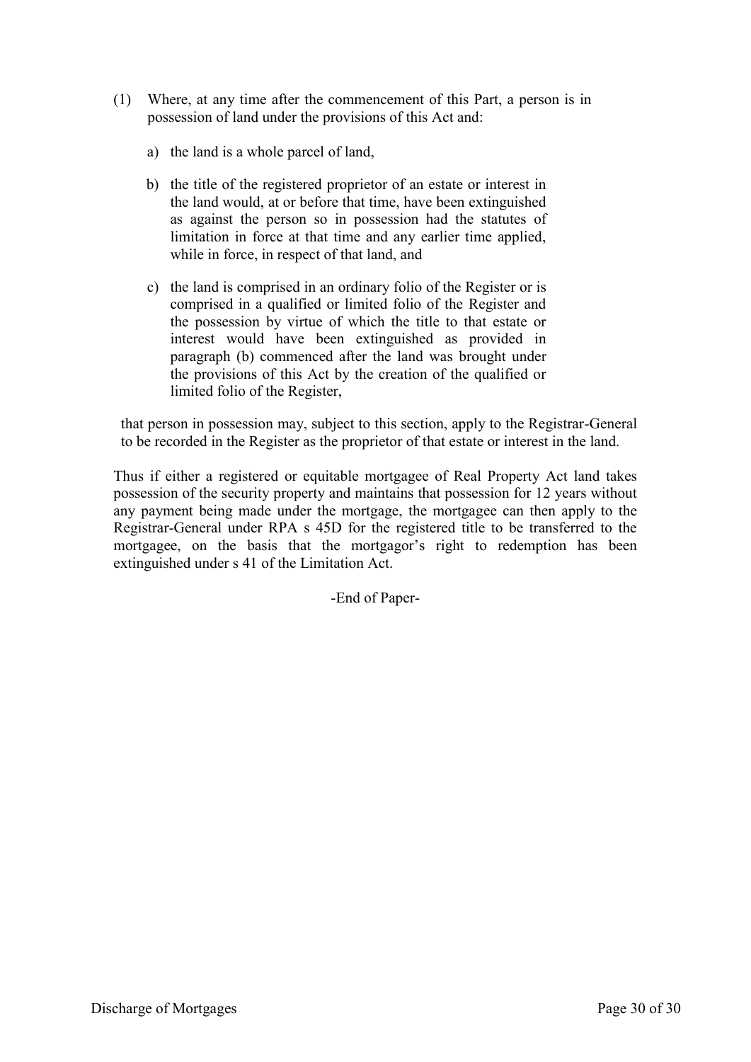(1) Where, at any time after the commencement of this Part, a person is in possession of land under the provisions of this Act and:

a) the land is a whole parcel of land,

b) the title of the registered proprietor of an estate or interest in the land would, at or before that time, have been extinguished as against the person so in possession had the statutes of limitation in force at that time and any earlier time applied, while in force, in respect of that land, and

c) the land is comprised in an ordinary folio of the Register or is comprised in a qualified or limited folio of the Register and the possession by virtue of which the title to that estate or interest would have been extinguished as provided in paragraph (b) commenced after the land was brought under the provisions of this Act by the creation of the qualified or limited folio of the Register,

that person in possession may, subject to this section, apply to the Registrar-General to be recorded in the Register as the proprietor of that estate or interest in the land.

Thus if either a registered or equitable mortgagee of Real Property Act land takes possession of the security property and maintains that possession for 12 years without any payment being made under the mortgage, the mortgagee can then apply to the Registrar-General under RPA s 45D for the registered title to be transferred to the mortgagee, on the basis that the mortgagor's right to redemption has been extinguished under s 41 of the Limitation Act.

-End of Paper-